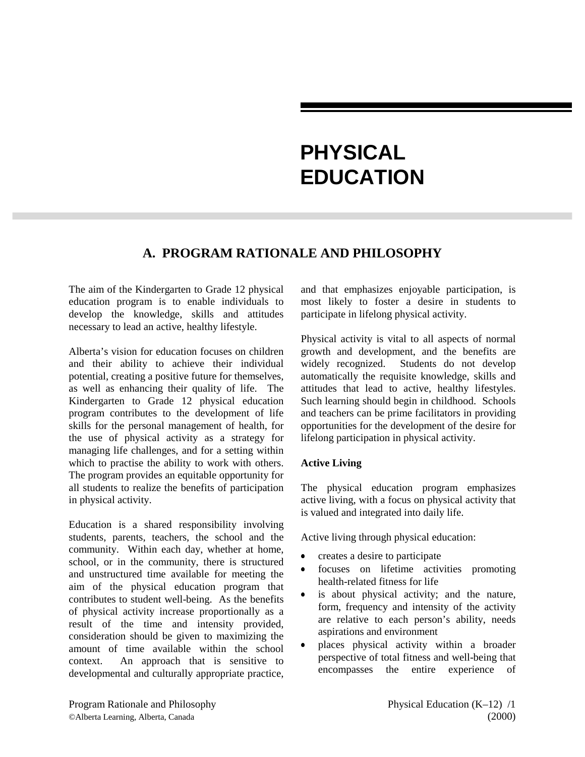# PHYSICAL EDUCATION

## A. PROGRAM RATIONALE AND PHILOSOPHY

The aim of the Kindergarten to Grade 12 physical education program is to enable individuals to develop the knowledge, skills and attitudes necessary to lead an active, healthy lifestyle.

Alberta's vision for education focuses on children and their ability to achieve their individual potential, creating a positive future for themselves, as well as enhancing their quality of life. The Kindergarten to Grade 12 physical education program contributes to the development of life skills for the personal management of health, for the use of physical activity as a strategy for managing life challenges, and for a setting within which to practise the ability to work with others. The program provides an equitable opportunity for all students to realize the benefits of participation in physical activity.

Education is a shared responsibility involving students, parents, teachers, the school and the community. Within each day, whether at home, school, or in the community, there is structured and unstructured time available for meeting the aim of the physical education program that contributes to student well-being. As the benefits of physical activity increase proportionally as a result of the time and intensity provided, consideration should be given to maximizing the amount of time available within the school context. An approach that is sensitive to developmental and culturally appropriate practice, and that emphasizes enjoyable participation, is most likely to foster a desire in students to participate in lifelong physical activity.

Physical activity is vital to all aspects of normal growth and development, and the benefits are widely recognized. Students do not develop automatically the requisite knowledge, skills and attitudes that lead to active, healthy lifestyles. Such learning should begin in childhood. Schools and teachers can be prime facilitators in providing opportunities for the development of the desire for lifelong participation in physical activity.

**Active Living**

The physical education program emphasizes active living, with a focus on physical activity that is valued and integrated into daily life.

Active living through physical education:

- creates a desire to participate
- focuses on lifetime activities promoting health-related fitness for life
- is about physical activity; and the nature, form, frequency and intensity of the activity are relative to each person's ability, needs aspirations and environment
- places physical activity within a broader perspective of total fitness and well-being that encompasses the entire experience of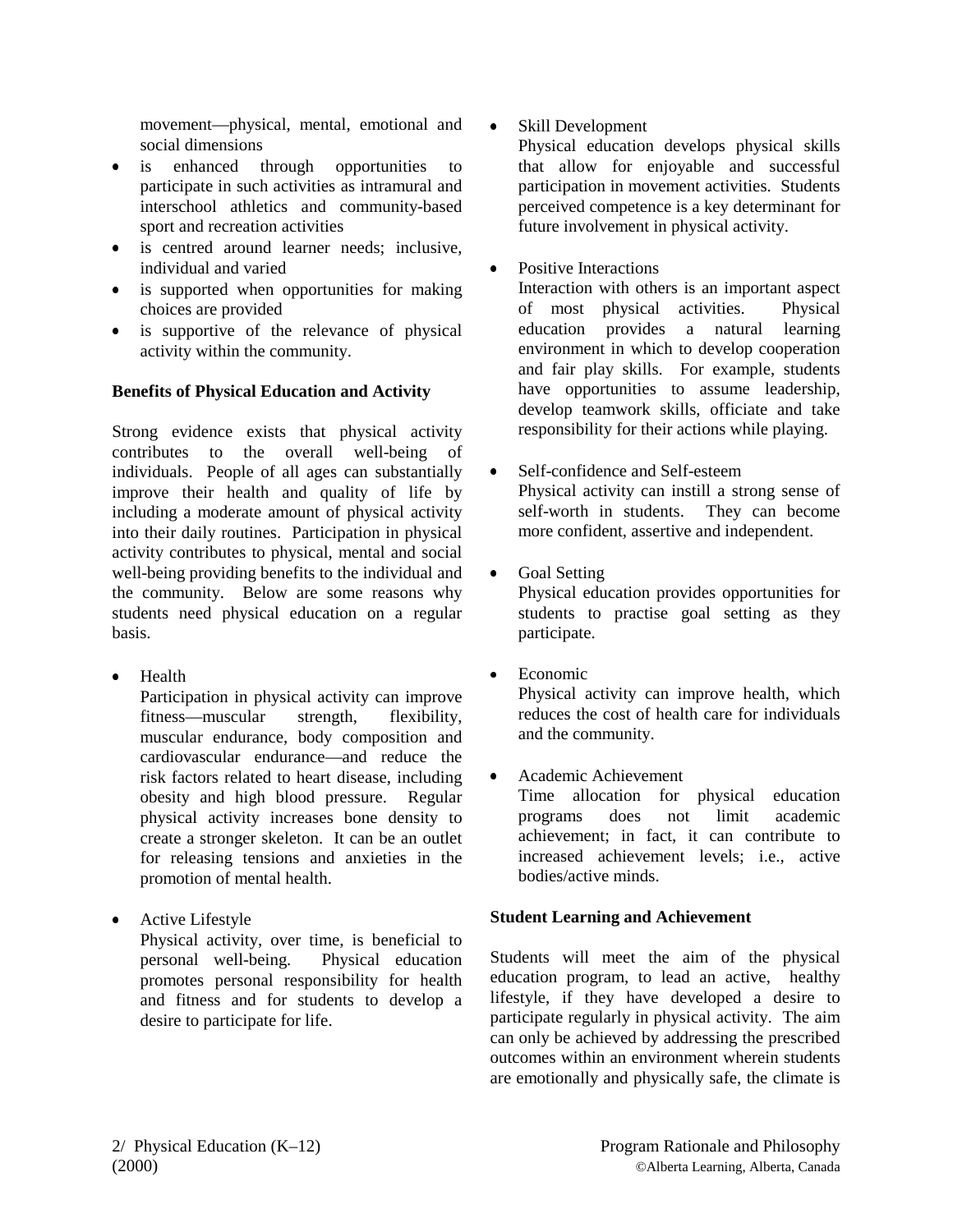movement—physical, mental, emotional and social dimensions

- is enhanced through opportunities to participate in such activities as intramural and interschool athletics and community-based sport and recreation activities
- is centred around learner needs; inclusive, individual and varied
- is supported when opportunities for making choices are provided
- is supportive of the relevance of physical activity within the community.

**Benefits of Physical Education and Activity**

Strong evidence exists that physical activity contributes to the overall well-being of individuals. People of all ages can substantially improve their health and quality of life by including a moderate amount of physical activity into their daily routines. Participation in physical activity contributes to physical, mental and social well-being providing benefits to the individual and the community. Below are some reasons why students need physical education on a regular basis.

- Health
  Participation in physical activity can improve fitness—muscular strength, flexibility, muscular endurance, body composition and cardiovascular endurance—and reduce the risk factors related to heart disease, including obesity and high blood pressure. Regular physical activity increases bone density to create a stronger skeleton. It can be an outlet for releasing tensions and anxieties in the promotion of mental health.

- Active Lifestyle
  Physical activity, over time, is beneficial to personal well-being. Physical education promotes personal responsibility for health and fitness and for students to develop a desire to participate for life.

- Skill Development
  Physical education develops physical skills that allow for enjoyable and successful participation in movement activities. Students perceived competence is a key determinant for future involvement in physical activity.

- Positive Interactions
  Interaction with others is an important aspect of most physical activities. Physical education provides a natural learning environment in which to develop cooperation and fair play skills. For example, students have opportunities to assume leadership, develop teamwork skills, officiate and take responsibility for their actions while playing.

- Self-confidence and Self-esteem
  Physical activity can instill a strong sense of self-worth in students. They can become more confident, assertive and independent.

- Goal Setting
  Physical education provides opportunities for students to practise goal setting as they participate.

- Economic
  Physical activity can improve health, which reduces the cost of health care for individuals and the community.

- Academic Achievement
  Time allocation for physical education programs does not limit academic achievement; in fact, it can contribute to increased achievement levels; i.e., active bodies/active minds.

**Student Learning and Achievement**

Students will meet the aim of the physical education program, to lead an active, healthy lifestyle, if they have developed a desire to participate regularly in physical activity. The aim can only be achieved by addressing the prescribed outcomes within an environment wherein students are emotionally and physically safe, the climate is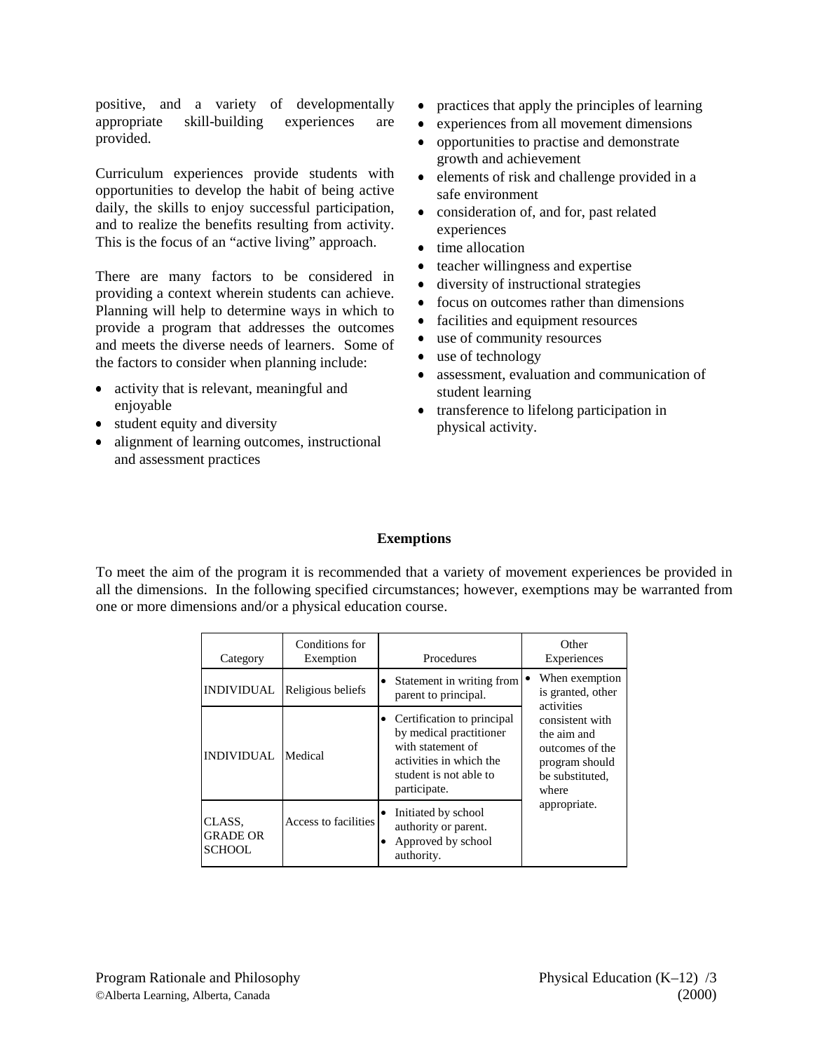positive, and a variety of developmentally appropriate skill-building experiences are provided.

Curriculum experiences provide students with opportunities to develop the habit of being active daily, the skills to enjoy successful participation, and to realize the benefits resulting from activity. This is the focus of an "active living" approach.

There are many factors to be considered in providing a context wherein students can achieve. Planning will help to determine ways in which to provide a program that addresses the outcomes and meets the diverse needs of learners. Some of the factors to consider when planning include:

- activity that is relevant, meaningful and enjoyable
- student equity and diversity
- alignment of learning outcomes, instructional and assessment practices
- practices that apply the principles of learning
- experiences from all movement dimensions
- opportunities to practise and demonstrate growth and achievement
- elements of risk and challenge provided in a safe environment
- consideration of, and for, past related experiences
- time allocation
- teacher willingness and expertise
- diversity of instructional strategies
- focus on outcomes rather than dimensions
- facilities and equipment resources
- use of community resources
- use of technology
- assessment, evaluation and communication of student learning
- transference to lifelong participation in physical activity.

## Exemptions

To meet the aim of the program it is recommended that a variety of movement experiences be provided in all the dimensions. In the following specified circumstances; however, exemptions may be warranted from one or more dimensions and/or a physical education course.

| Category | Conditions for Exemption | Procedures | Other Experiences |
|---|---|---|---|
| INDIVIDUAL | Religious beliefs | • Statement in writing from parent to principal. | • When exemption is granted, other activities consistent with the aim and outcomes of the program should be substituted, where appropriate. |
| INDIVIDUAL | Medical | • Certification to principal by medical practitioner with statement of activities in which the student is not able to participate. | |
| CLASS, GRADE OR SCHOOL | Access to facilities | • Initiated by school authority or parent.<br>• Approved by school authority. | |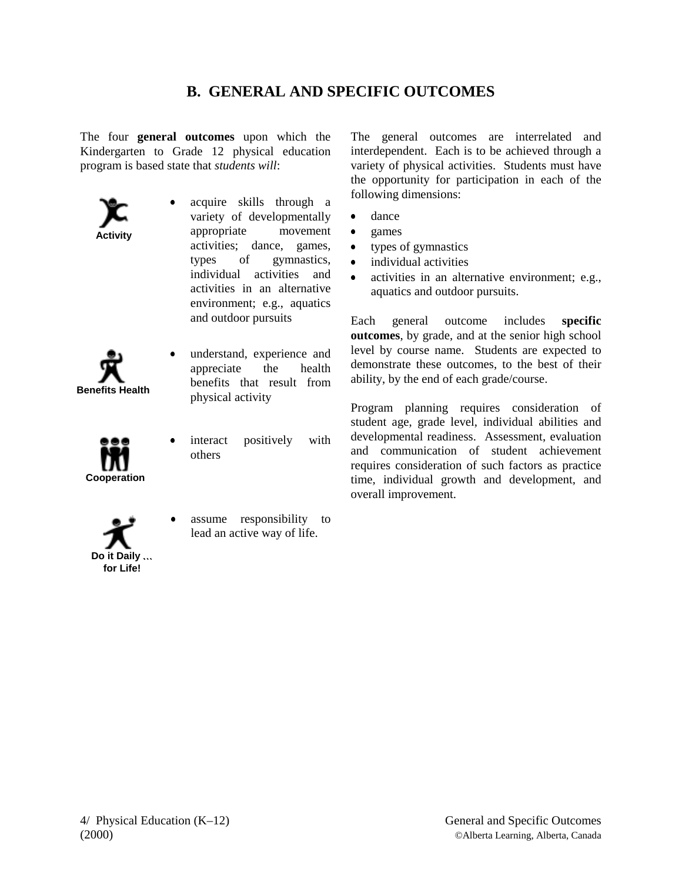## B. GENERAL AND SPECIFIC OUTCOMES

The four **general outcomes** upon which the Kindergarten to Grade 12 physical education program is based state that *students will*:

**Activity**

- acquire skills through a variety of developmentally appropriate movement activities; dance, games, types of gymnastics, individual activities and activities in an alternative environment; e.g., aquatics and outdoor pursuits

**Benefits Health**

- understand, experience and appreciate the health benefits that result from physical activity

**Cooperation**

- interact positively with others

**Do it Daily … for Life!**

- assume responsibility to lead an active way of life.

The general outcomes are interrelated and interdependent. Each is to be achieved through a variety of physical activities. Students must have the opportunity for participation in each of the following dimensions:

- dance
- games
- types of gymnastics
- individual activities
- activities in an alternative environment; e.g., aquatics and outdoor pursuits.

Each general outcome includes **specific outcomes**, by grade, and at the senior high school level by course name. Students are expected to demonstrate these outcomes, to the best of their ability, by the end of each grade/course.

Program planning requires consideration of student age, grade level, individual abilities and developmental readiness. Assessment, evaluation and communication of student achievement requires consideration of such factors as practice time, individual growth and development, and overall improvement.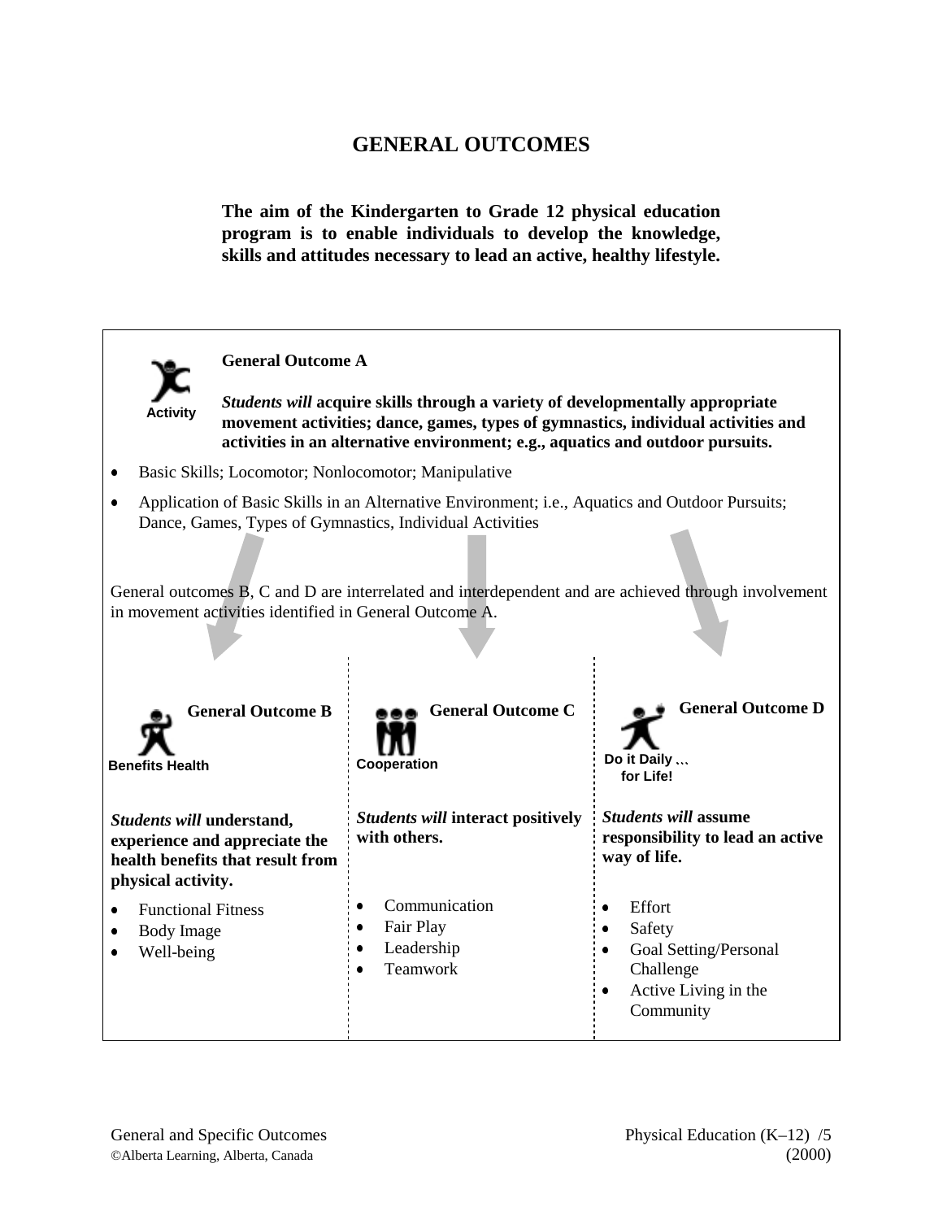# GENERAL OUTCOMES

**The aim of the Kindergarten to Grade 12 physical education program is to enable individuals to develop the knowledge, skills and attitudes necessary to lead an active, healthy lifestyle.**

Activity

### General Outcome A

***Students will*** **acquire skills through a variety of developmentally appropriate movement activities; dance, games, types of gymnastics, individual activities and activities in an alternative environment; e.g., aquatics and outdoor pursuits.**

- Basic Skills; Locomotor; Nonlocomotor; Manipulative
- Application of Basic Skills in an Alternative Environment; i.e., Aquatics and Outdoor Pursuits; Dance, Games, Types of Gymnastics, Individual Activities

General outcomes B, C and D are interrelated and interdependent and are achieved through involvement in movement activities identified in General Outcome A.

Benefits Health

### General Outcome B

***Students will*** **understand, experience and appreciate the health benefits that result from physical activity.**

- Functional Fitness
- Body Image
- Well-being

Cooperation

### General Outcome C

***Students will*** **interact positively with others.**

- Communication
- Fair Play
- Leadership
- Teamwork

Do it Daily … for Life!

### General Outcome D

***Students will*** **assume responsibility to lead an active way of life.**

- Effort
- Safety
- Goal Setting/Personal Challenge
- Active Living in the Community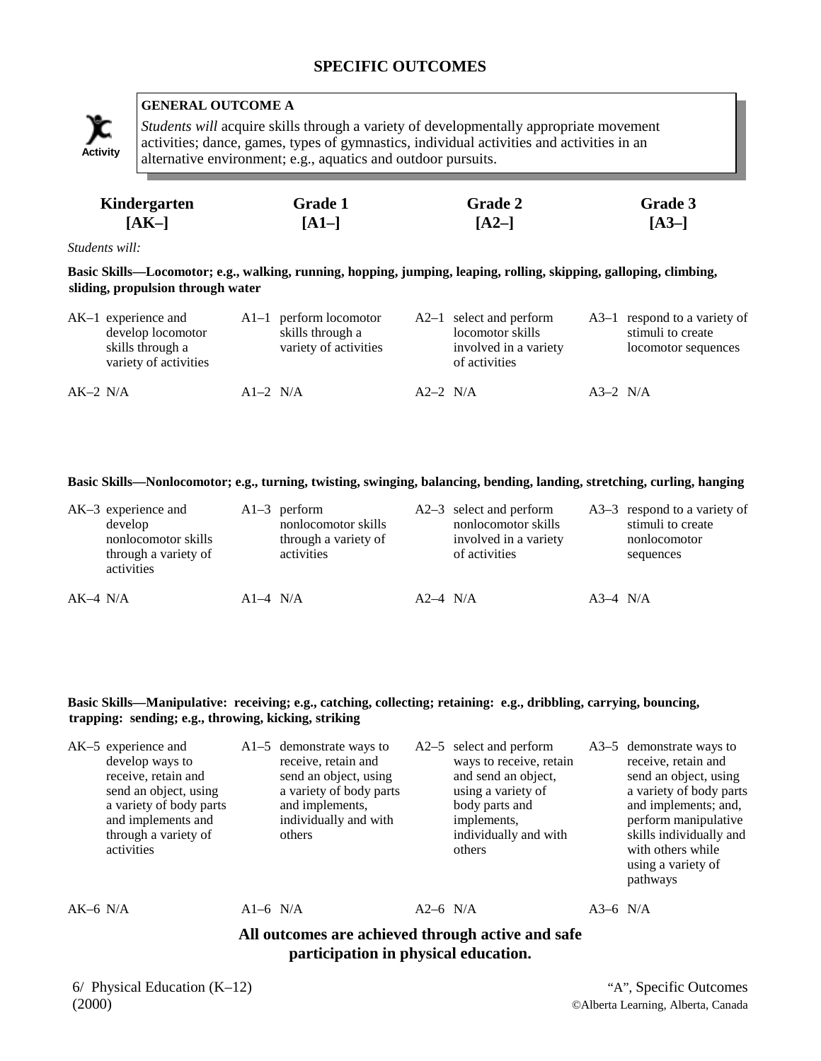# SPECIFIC OUTCOMES

**GENERAL OUTCOME A**

*Students will* acquire skills through a variety of developmentally appropriate movement activities; dance, games, types of gymnastics, individual activities and activities in an alternative environment; e.g., aquatics and outdoor pursuits.

| Kindergarten [AK–] | Grade 1 [A1–] | Grade 2 [A2–] | Grade 3 [A3–] |
|---|---|---|---|

*Students will:*

**Basic Skills—Locomotor; e.g., walking, running, hopping, jumping, leaping, rolling, skipping, galloping, climbing, sliding, propulsion through water**

| Kindergarten | Grade 1 | Grade 2 | Grade 3 |
|---|---|---|---|
| AK–1 experience and develop locomotor skills through a variety of activities | A1–1 perform locomotor skills through a variety of activities | A2–1 select and perform locomotor skills involved in a variety of activities | A3–1 respond to a variety of stimuli to create locomotor sequences |
| AK–2 N/A | A1–2 N/A | A2–2 N/A | A3–2 N/A |

**Basic Skills—Nonlocomotor; e.g., turning, twisting, swinging, balancing, bending, landing, stretching, curling, hanging**

| Kindergarten | Grade 1 | Grade 2 | Grade 3 |
|---|---|---|---|
| AK–3 experience and develop nonlocomotor skills through a variety of activities | A1–3 perform nonlocomotor skills through a variety of activities | A2–3 select and perform nonlocomotor skills involved in a variety of activities | A3–3 respond to a variety of stimuli to create nonlocomotor sequences |
| AK–4 N/A | A1–4 N/A | A2–4 N/A | A3–4 N/A |

**Basic Skills—Manipulative: receiving; e.g., catching, collecting; retaining: e.g., dribbling, carrying, bouncing, trapping: sending; e.g., throwing, kicking, striking**

| Kindergarten | Grade 1 | Grade 2 | Grade 3 |
|---|---|---|---|
| AK–5 experience and develop ways to receive, retain and send an object, using a variety of body parts and implements and through a variety of activities | A1–5 demonstrate ways to receive, retain and send an object, using a variety of body parts and implements, individually and with others | A2–5 select and perform ways to receive, retain and send an object, using a variety of body parts and implements, individually and with others | A3–5 demonstrate ways to receive, retain and send an object, using a variety of body parts and implements; and, perform manipulative skills individually and with others while using a variety of pathways |
| AK–6 N/A | A1–6 N/A | A2–6 N/A | A3–6 N/A |

**All outcomes are achieved through active and safe participation in physical education.**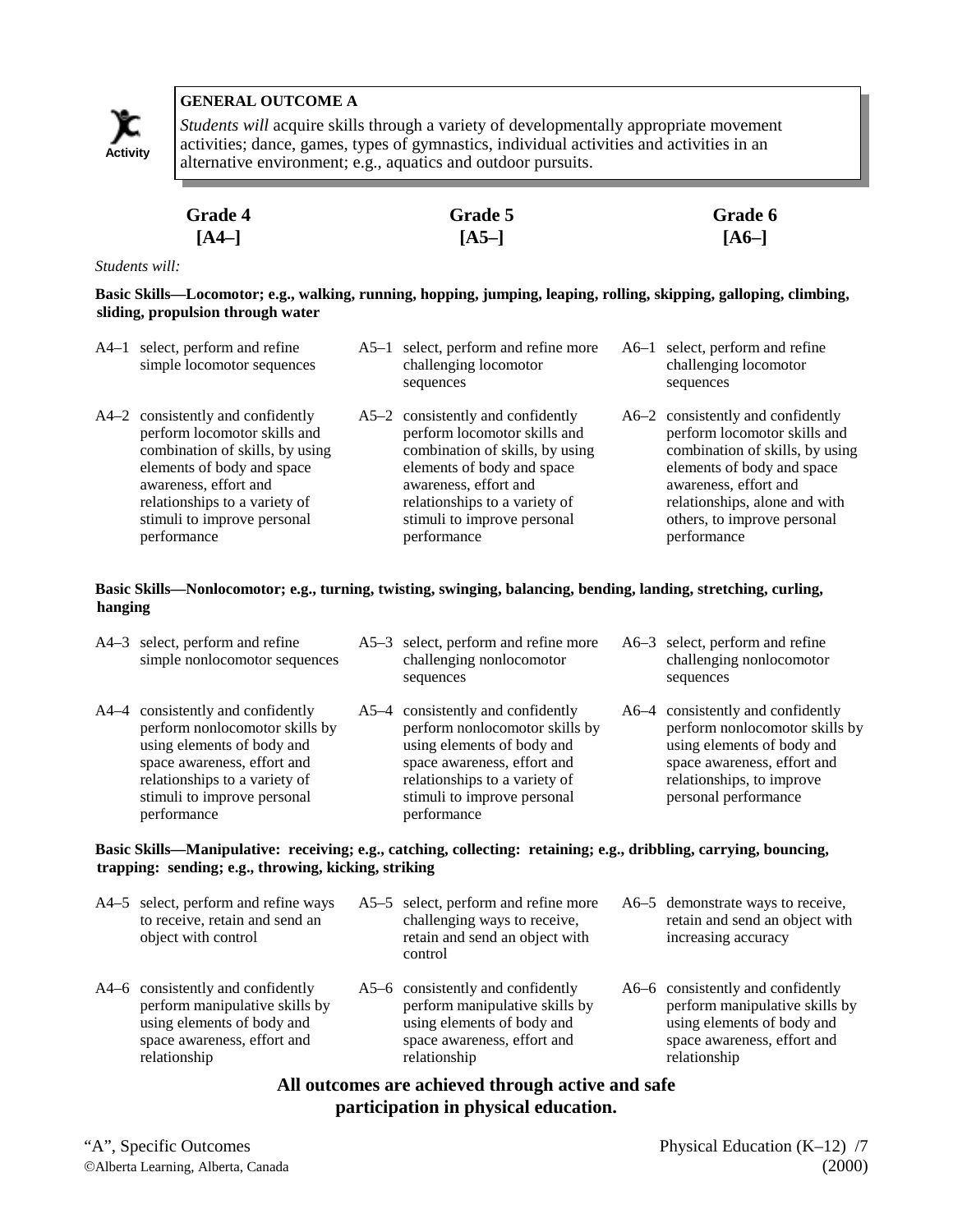**GENERAL OUTCOME A**

Activity

*Students will* acquire skills through a variety of developmentally appropriate movement activities; dance, games, types of gymnastics, individual activities and activities in an alternative environment; e.g., aquatics and outdoor pursuits.

*Students will:*

**Basic Skills—Locomotor; e.g., walking, running, hopping, jumping, leaping, rolling, skipping, galloping, climbing, sliding, propulsion through water**

| Grade 4 [A4–] | Grade 5 [A5–] | Grade 6 [A6–] |
|---|---|---|
| A4–1 select, perform and refine simple locomotor sequences | A5–1 select, perform and refine more challenging locomotor sequences | A6–1 select, perform and refine challenging locomotor sequences |
| A4–2 consistently and confidently perform locomotor skills and combination of skills, by using elements of body and space awareness, effort and relationships to a variety of stimuli to improve personal performance | A5–2 consistently and confidently perform locomotor skills and combination of skills, by using elements of body and space awareness, effort and relationships to a variety of stimuli to improve personal performance | A6–2 consistently and confidently perform locomotor skills and combination of skills, by using elements of body and space awareness, effort and relationships, alone and with others, to improve personal performance |

**Basic Skills—Nonlocomotor; e.g., turning, twisting, swinging, balancing, bending, landing, stretching, curling, hanging**

| Grade 4 [A4–] | Grade 5 [A5–] | Grade 6 [A6–] |
|---|---|---|
| A4–3 select, perform and refine simple nonlocomotor sequences | A5–3 select, perform and refine more challenging nonlocomotor sequences | A6–3 select, perform and refine challenging nonlocomotor sequences |
| A4–4 consistently and confidently perform nonlocomotor skills by using elements of body and space awareness, effort and relationships to a variety of stimuli to improve personal performance | A5–4 consistently and confidently perform nonlocomotor skills by using elements of body and space awareness, effort and relationships to a variety of stimuli to improve personal performance | A6–4 consistently and confidently perform nonlocomotor skills by using elements of body and space awareness, effort and relationships, to improve personal performance |

**Basic Skills—Manipulative: receiving; e.g., catching, collecting: retaining; e.g., dribbling, carrying, bouncing, trapping: sending; e.g., throwing, kicking, striking**

| Grade 4 [A4–] | Grade 5 [A5–] | Grade 6 [A6–] |
|---|---|---|
| A4–5 select, perform and refine ways to receive, retain and send an object with control | A5–5 select, perform and refine more challenging ways to receive, retain and send an object with control | A6–5 demonstrate ways to receive, retain and send an object with increasing accuracy |
| A4–6 consistently and confidently perform manipulative skills by using elements of body and space awareness, effort and relationship | A5–6 consistently and confidently perform manipulative skills by using elements of body and space awareness, effort and relationship | A6–6 consistently and confidently perform manipulative skills by using elements of body and space awareness, effort and relationship |

**All outcomes are achieved through active and safe participation in physical education.**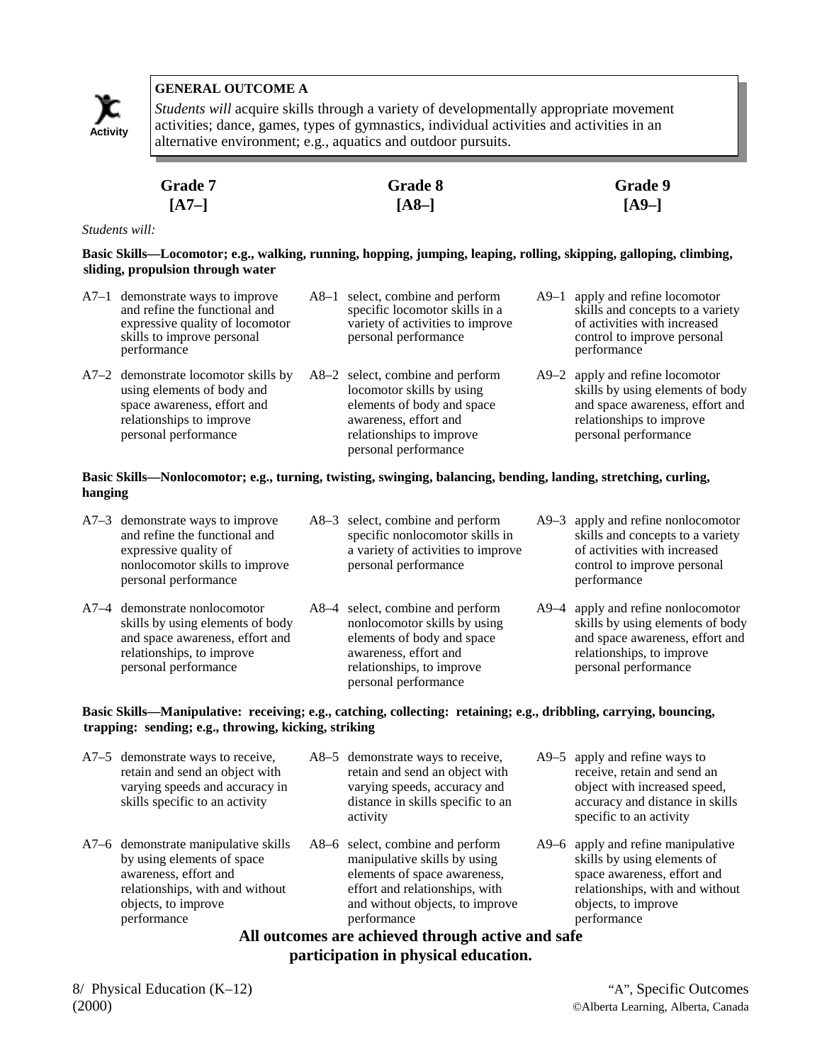Activity

**GENERAL OUTCOME A**

*Students will* acquire skills through a variety of developmentally appropriate movement activities; dance, games, types of gymnastics, individual activities and activities in an alternative environment; e.g., aquatics and outdoor pursuits.

| Grade 7 [A7–] | Grade 8 [A8–] | Grade 9 [A9–] |
|---|---|---|

*Students will:*

**Basic Skills—Locomotor; e.g., walking, running, hopping, jumping, leaping, rolling, skipping, galloping, climbing, sliding, propulsion through water**

| Grade 7 | Grade 8 | Grade 9 |
|---|---|---|
| A7–1 demonstrate ways to improve and refine the functional and expressive quality of locomotor skills to improve personal performance | A8–1 select, combine and perform specific locomotor skills in a variety of activities to improve personal performance | A9–1 apply and refine locomotor skills and concepts to a variety of activities with increased control to improve personal performance |
| A7–2 demonstrate locomotor skills by using elements of body and space awareness, effort and relationships to improve personal performance | A8–2 select, combine and perform locomotor skills by using elements of body and space awareness, effort and relationships to improve personal performance | A9–2 apply and refine locomotor skills by using elements of body and space awareness, effort and relationships to improve personal performance |

**Basic Skills—Nonlocomotor; e.g., turning, twisting, swinging, balancing, bending, landing, stretching, curling, hanging**

| Grade 7 | Grade 8 | Grade 9 |
|---|---|---|
| A7–3 demonstrate ways to improve and refine the functional and expressive quality of nonlocomotor skills to improve personal performance | A8–3 select, combine and perform specific nonlocomotor skills in a variety of activities to improve personal performance | A9–3 apply and refine nonlocomotor skills and concepts to a variety of activities with increased control to improve personal performance |
| A7–4 demonstrate nonlocomotor skills by using elements of body and space awareness, effort and relationships, to improve personal performance | A8–4 select, combine and perform nonlocomotor skills by using elements of body and space awareness, effort and relationships, to improve personal performance | A9–4 apply and refine nonlocomotor skills by using elements of body and space awareness, effort and relationships, to improve personal performance |

**Basic Skills—Manipulative: receiving; e.g., catching, collecting: retaining; e.g., dribbling, carrying, bouncing, trapping: sending; e.g., throwing, kicking, striking**

| Grade 7 | Grade 8 | Grade 9 |
|---|---|---|
| A7–5 demonstrate ways to receive, retain and send an object with varying speeds and accuracy in skills specific to an activity | A8–5 demonstrate ways to receive, retain and send an object with varying speeds, accuracy and distance in skills specific to an activity | A9–5 apply and refine ways to receive, retain and send an object with increased speed, accuracy and distance in skills specific to an activity |
| A7–6 demonstrate manipulative skills by using elements of space awareness, effort and relationships, with and without objects, to improve performance | A8–6 select, combine and perform manipulative skills by using elements of space awareness, effort and relationships, with and without objects, to improve performance | A9–6 apply and refine manipulative skills by using elements of space awareness, effort and relationships, with and without objects, to improve performance |

**All outcomes are achieved through active and safe participation in physical education.**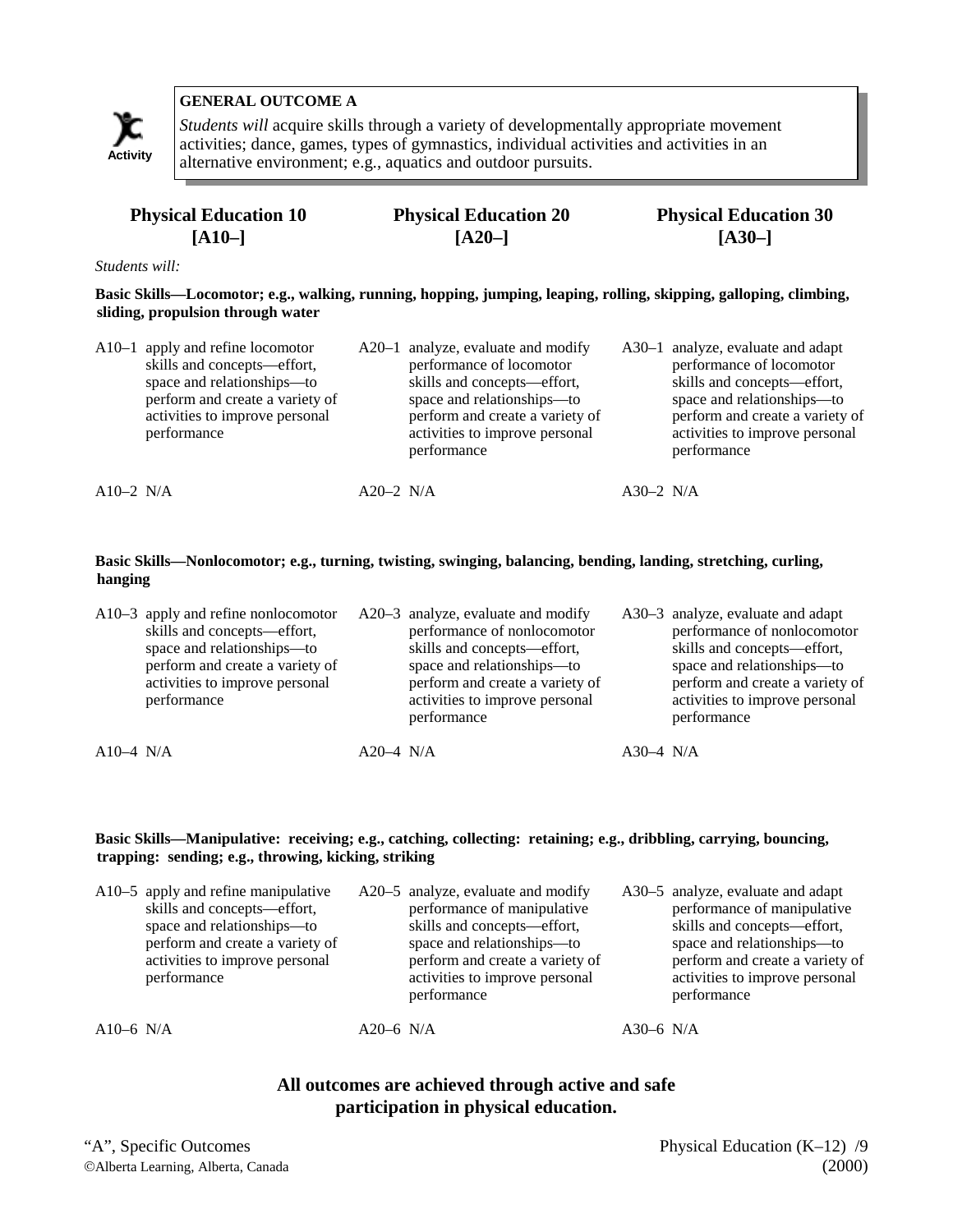Activity

**GENERAL OUTCOME A**

*Students will* acquire skills through a variety of developmentally appropriate movement activities; dance, games, types of gymnastics, individual activities and activities in an alternative environment; e.g., aquatics and outdoor pursuits.

| Physical Education 10 [A10–] | Physical Education 20 [A20–] | Physical Education 30 [A30–] |
|---|---|---|

*Students will:*

**Basic Skills—Locomotor; e.g., walking, running, hopping, jumping, leaping, rolling, skipping, galloping, climbing, sliding, propulsion through water**

| Physical Education 10 | Physical Education 20 | Physical Education 30 |
|---|---|---|
| A10–1 apply and refine locomotor skills and concepts—effort, space and relationships—to perform and create a variety of activities to improve personal performance | A20–1 analyze, evaluate and modify performance of locomotor skills and concepts—effort, space and relationships—to perform and create a variety of activities to improve personal performance | A30–1 analyze, evaluate and adapt performance of locomotor skills and concepts—effort, space and relationships—to perform and create a variety of activities to improve personal performance |
| A10–2 N/A | A20–2 N/A | A30–2 N/A |

**Basic Skills—Nonlocomotor; e.g., turning, twisting, swinging, balancing, bending, landing, stretching, curling, hanging**

| Physical Education 10 | Physical Education 20 | Physical Education 30 |
|---|---|---|
| A10–3 apply and refine nonlocomotor skills and concepts—effort, space and relationships—to perform and create a variety of activities to improve personal performance | A20–3 analyze, evaluate and modify performance of nonlocomotor skills and concepts—effort, space and relationships—to perform and create a variety of activities to improve personal performance | A30–3 analyze, evaluate and adapt performance of nonlocomotor skills and concepts—effort, space and relationships—to perform and create a variety of activities to improve personal performance |
| A10–4 N/A | A20–4 N/A | A30–4 N/A |

**Basic Skills—Manipulative: receiving; e.g., catching, collecting: retaining; e.g., dribbling, carrying, bouncing, trapping: sending; e.g., throwing, kicking, striking**

| Physical Education 10 | Physical Education 20 | Physical Education 30 |
|---|---|---|
| A10–5 apply and refine manipulative skills and concepts—effort, space and relationships—to perform and create a variety of activities to improve personal performance | A20–5 analyze, evaluate and modify performance of manipulative skills and concepts—effort, space and relationships—to perform and create a variety of activities to improve personal performance | A30–5 analyze, evaluate and adapt performance of manipulative skills and concepts—effort, space and relationships—to perform and create a variety of activities to improve personal performance |
| A10–6 N/A | A20–6 N/A | A30–6 N/A |

**All outcomes are achieved through active and safe participation in physical education.**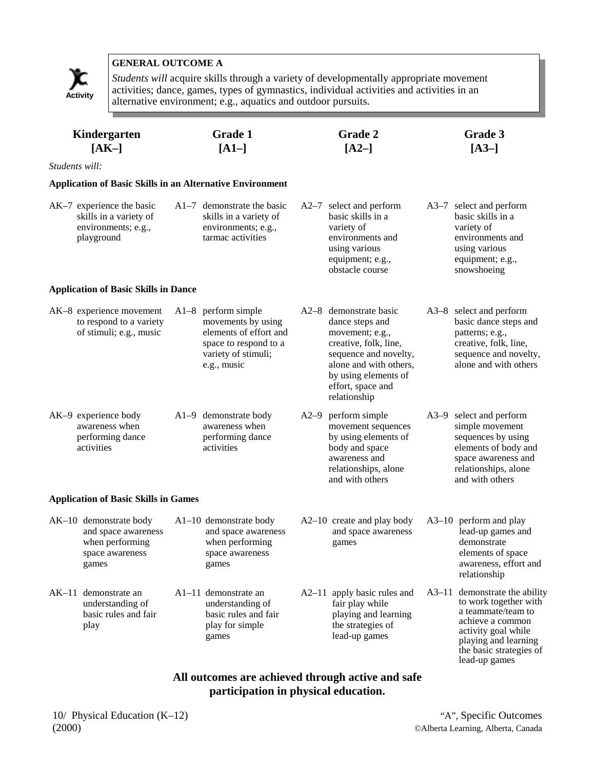**GENERAL OUTCOME A**

*Students will* acquire skills through a variety of developmentally appropriate movement activities; dance, games, types of gymnastics, individual activities and activities in an alternative environment; e.g., aquatics and outdoor pursuits.

| Kindergarten [AK–] | Grade 1 [A1–] | Grade 2 [A2–] | Grade 3 [A3–] |
|---|---|---|---|
| *Students will:* | | | |
| **Application of Basic Skills in an Alternative Environment** | | | |
| AK–7 experience the basic skills in a variety of environments; e.g., playground | A1–7 demonstrate the basic skills in a variety of environments; e.g., tarmac activities | A2–7 select and perform basic skills in a variety of environments and using various equipment; e.g., obstacle course | A3–7 select and perform basic skills in a variety of environments and using various equipment; e.g., snowshoeing |
| **Application of Basic Skills in Dance** | | | |
| AK–8 experience movement to respond to a variety of stimuli; e.g., music | A1–8 perform simple movements by using elements of effort and space to respond to a variety of stimuli; e.g., music | A2–8 demonstrate basic dance steps and movement; e.g., creative, folk, line, sequence and novelty, alone and with others, by using elements of effort, space and relationship | A3–8 select and perform basic dance steps and patterns; e.g., creative, folk, line, sequence and novelty, alone and with others |
| AK–9 experience body awareness when performing dance activities | A1–9 demonstrate body awareness when performing dance activities | A2–9 perform simple movement sequences by using elements of body and space awareness and relationships, alone and with others | A3–9 select and perform simple movement sequences by using elements of body and space awareness and relationships, alone and with others |
| **Application of Basic Skills in Games** | | | |
| AK–10 demonstrate body and space awareness when performing space awareness games | A1–10 demonstrate body and space awareness when performing space awareness games | A2–10 create and play body and space awareness games | A3–10 perform and play lead-up games and demonstrate elements of space awareness, effort and relationship |
| AK–11 demonstrate an understanding of basic rules and fair play | A1–11 demonstrate an understanding of basic rules and fair play for simple games | A2–11 apply basic rules and fair play while playing and learning the strategies of lead-up games | A3–11 demonstrate the ability to work together with a teammate/team to achieve a common activity goal while playing and learning the basic strategies of lead-up games |

**All outcomes are achieved through active and safe participation in physical education.**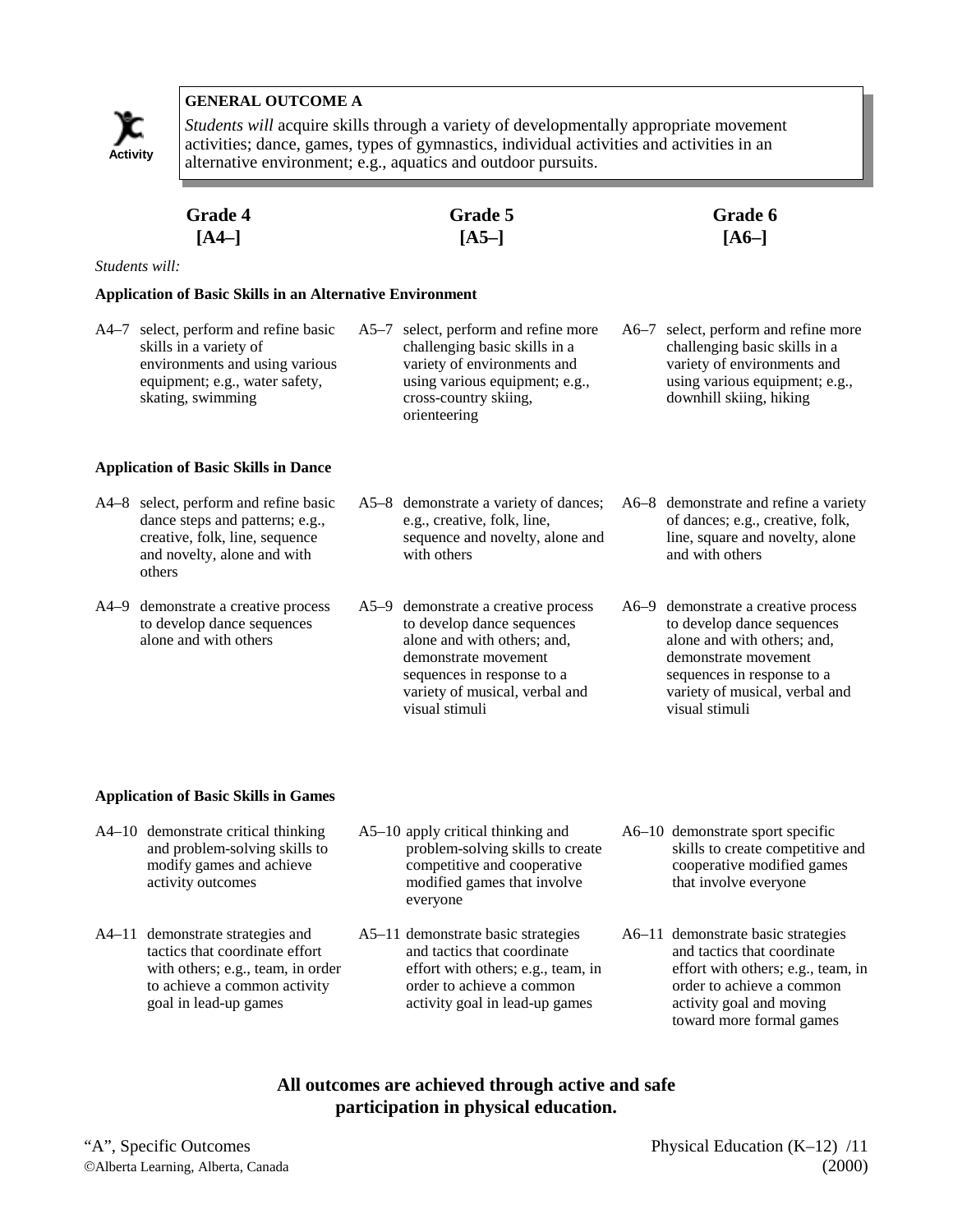**GENERAL OUTCOME A**

*Students will* acquire skills through a variety of developmentally appropriate movement activities; dance, games, types of gymnastics, individual activities and activities in an alternative environment; e.g., aquatics and outdoor pursuits.

*Students will:*

| Grade 4 [A4–] | Grade 5 [A5–] | Grade 6 [A6–] |
|---|---|---|
| **Application of Basic Skills in an Alternative Environment** | | |
| A4–7 select, perform and refine basic skills in a variety of environments and using various equipment; e.g., water safety, skating, swimming | A5–7 select, perform and refine more challenging basic skills in a variety of environments and using various equipment; e.g., cross-country skiing, orienteering | A6–7 select, perform and refine more challenging basic skills in a variety of environments and using various equipment; e.g., downhill skiing, hiking |
| **Application of Basic Skills in Dance** | | |
| A4–8 select, perform and refine basic dance steps and patterns; e.g., creative, folk, line, sequence and novelty, alone and with others | A5–8 demonstrate a variety of dances; e.g., creative, folk, line, sequence and novelty, alone and with others | A6–8 demonstrate and refine a variety of dances; e.g., creative, folk, line, square and novelty, alone and with others |
| A4–9 demonstrate a creative process to develop dance sequences alone and with others | A5–9 demonstrate a creative process to develop dance sequences alone and with others; and, demonstrate movement sequences in response to a variety of musical, verbal and visual stimuli | A6–9 demonstrate a creative process to develop dance sequences alone and with others; and, demonstrate movement sequences in response to a variety of musical, verbal and visual stimuli |
| **Application of Basic Skills in Games** | | |
| A4–10 demonstrate critical thinking and problem-solving skills to modify games and achieve activity outcomes | A5–10 apply critical thinking and problem-solving skills to create competitive and cooperative modified games that involve everyone | A6–10 demonstrate sport specific skills to create competitive and cooperative modified games that involve everyone |
| A4–11 demonstrate strategies and tactics that coordinate effort with others; e.g., team, in order to achieve a common activity goal in lead-up games | A5–11 demonstrate basic strategies and tactics that coordinate effort with others; e.g., team, in order to achieve a common activity goal in lead-up games | A6–11 demonstrate basic strategies and tactics that coordinate effort with others; e.g., team, in order to achieve a common activity goal and moving toward more formal games |

**All outcomes are achieved through active and safe participation in physical education.**

"A", Specific Outcomes

©Alberta Learning, Alberta, Canada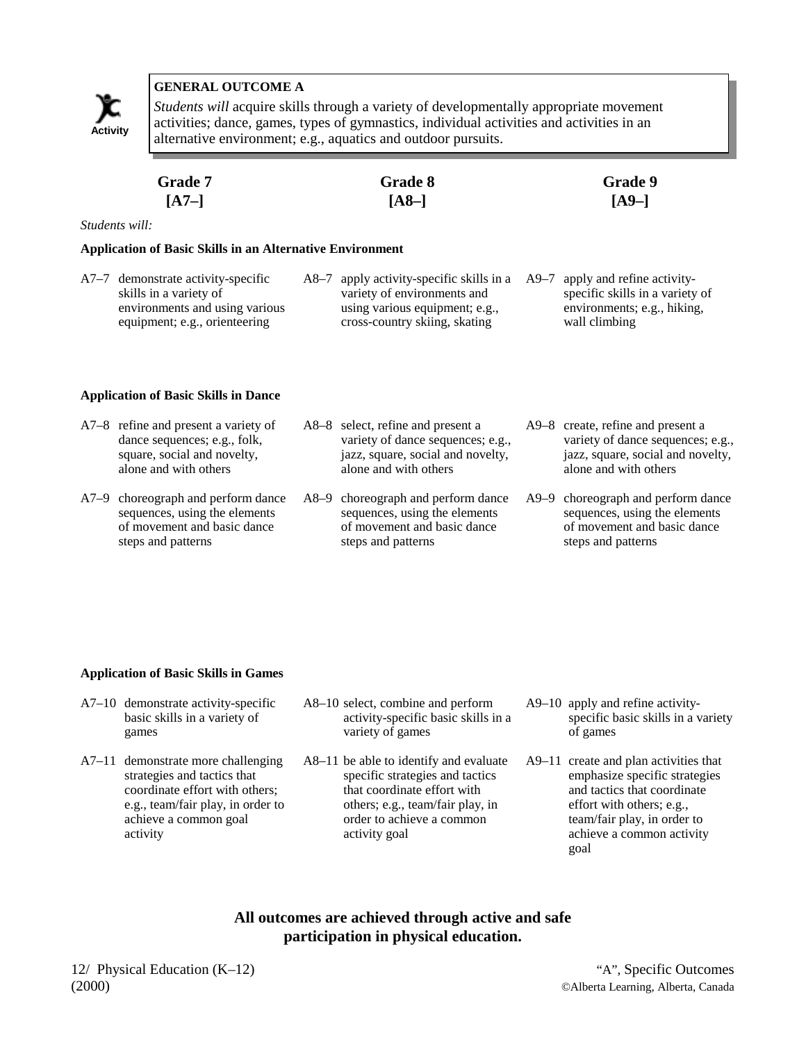**GENERAL OUTCOME A**

*Students will* acquire skills through a variety of developmentally appropriate movement activities; dance, games, types of gymnastics, individual activities and activities in an alternative environment; e.g., aquatics and outdoor pursuits.

| Grade 7 [A7–] | Grade 8 [A8–] | Grade 9 [A9–] |
|---|---|---|

*Students will:*

**Application of Basic Skills in an Alternative Environment**

| Grade 7 | Grade 8 | Grade 9 |
|---|---|---|
| A7–7 demonstrate activity-specific skills in a variety of environments and using various equipment; e.g., orienteering | A8–7 apply activity-specific skills in a variety of environments and using various equipment; e.g., cross-country skiing, skating | A9–7 apply and refine activity-specific skills in a variety of environments; e.g., hiking, wall climbing |

**Application of Basic Skills in Dance**

| Grade 7 | Grade 8 | Grade 9 |
|---|---|---|
| A7–8 refine and present a variety of dance sequences; e.g., folk, square, social and novelty, alone and with others | A8–8 select, refine and present a variety of dance sequences; e.g., jazz, square, social and novelty, alone and with others | A9–8 create, refine and present a variety of dance sequences; e.g., jazz, square, social and novelty, alone and with others |
| A7–9 choreograph and perform dance sequences, using the elements of movement and basic dance steps and patterns | A8–9 choreograph and perform dance sequences, using the elements of movement and basic dance steps and patterns | A9–9 choreograph and perform dance sequences, using the elements of movement and basic dance steps and patterns |

**Application of Basic Skills in Games**

| Grade 7 | Grade 8 | Grade 9 |
|---|---|---|
| A7–10 demonstrate activity-specific basic skills in a variety of games | A8–10 select, combine and perform activity-specific basic skills in a variety of games | A9–10 apply and refine activity-specific basic skills in a variety of games |
| A7–11 demonstrate more challenging strategies and tactics that coordinate effort with others; e.g., team/fair play, in order to achieve a common goal activity | A8–11 be able to identify and evaluate specific strategies and tactics that coordinate effort with others; e.g., team/fair play, in order to achieve a common activity goal | A9–11 create and plan activities that emphasize specific strategies and tactics that coordinate effort with others; e.g., team/fair play, in order to achieve a common activity goal |

**All outcomes are achieved through active and safe participation in physical education.**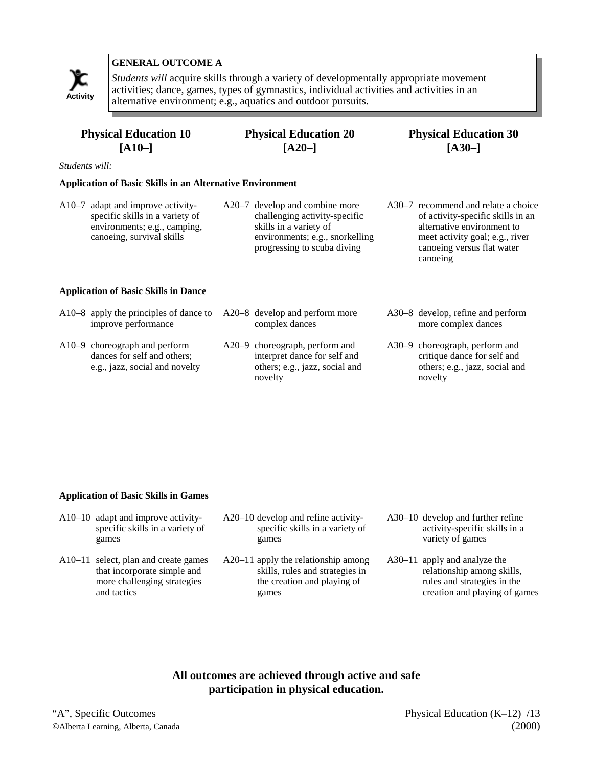**GENERAL OUTCOME A**

*Students will* acquire skills through a variety of developmentally appropriate movement activities; dance, games, types of gymnastics, individual activities and activities in an alternative environment; e.g., aquatics and outdoor pursuits.

| Physical Education 10 [A10–] | Physical Education 20 [A20–] | Physical Education 30 [A30–] |
|---|---|---|
| *Students will:* | | |
| **Application of Basic Skills in an Alternative Environment** | | |
| A10–7 adapt and improve activity-specific skills in a variety of environments; e.g., camping, canoeing, survival skills | A20–7 develop and combine more challenging activity-specific skills in a variety of environments; e.g., snorkelling progressing to scuba diving | A30–7 recommend and relate a choice of activity-specific skills in an alternative environment to meet activity goal; e.g., river canoeing versus flat water canoeing |
| **Application of Basic Skills in Dance** | | |
| A10–8 apply the principles of dance to improve performance | A20–8 develop and perform more complex dances | A30–8 develop, refine and perform more complex dances |
| A10–9 choreograph and perform dances for self and others; e.g., jazz, social and novelty | A20–9 choreograph, perform and interpret dance for self and others; e.g., jazz, social and novelty | A30–9 choreograph, perform and critique dance for self and others; e.g., jazz, social and novelty |
| **Application of Basic Skills in Games** | | |
| A10–10 adapt and improve activity-specific skills in a variety of games | A20–10 develop and refine activity-specific skills in a variety of games | A30–10 develop and further refine activity-specific skills in a variety of games |
| A10–11 select, plan and create games that incorporate simple and more challenging strategies and tactics | A20–11 apply the relationship among skills, rules and strategies in the creation and playing of games | A30–11 apply and analyze the relationship among skills, rules and strategies in the creation and playing of games |

**All outcomes are achieved through active and safe participation in physical education.**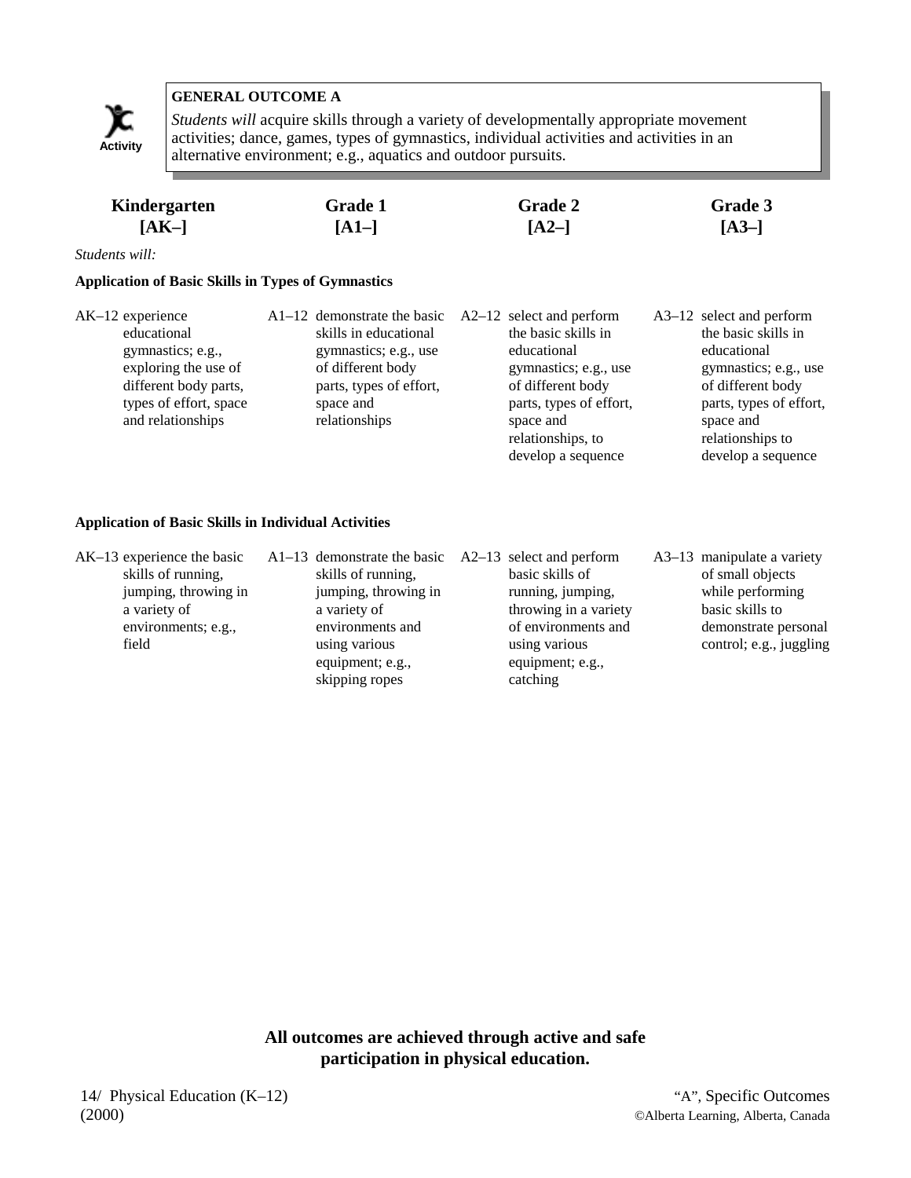**GENERAL OUTCOME A**

*Students will* acquire skills through a variety of developmentally appropriate movement activities; dance, games, types of gymnastics, individual activities and activities in an alternative environment; e.g., aquatics and outdoor pursuits.

| Kindergarten [AK–] | Grade 1 [A1–] | Grade 2 [A2–] | Grade 3 [A3–] |
|---|---|---|---|

*Students will:*

**Application of Basic Skills in Types of Gymnastics**

| Kindergarten | Grade 1 | Grade 2 | Grade 3 |
|---|---|---|---|
| AK–12 experience educational gymnastics; e.g., exploring the use of different body parts, types of effort, space and relationships | A1–12 demonstrate the basic skills in educational gymnastics; e.g., use of different body parts, types of effort, space and relationships | A2–12 select and perform the basic skills in educational gymnastics; e.g., use of different body parts, types of effort, space and relationships, to develop a sequence | A3–12 select and perform the basic skills in educational gymnastics; e.g., use of different body parts, types of effort, space and relationships to develop a sequence |

**Application of Basic Skills in Individual Activities**

| Kindergarten | Grade 1 | Grade 2 | Grade 3 |
|---|---|---|---|
| AK–13 experience the basic skills of running, jumping, throwing in a variety of environments; e.g., field | A1–13 demonstrate the basic skills of running, jumping, throwing in a variety of environments and using various equipment; e.g., skipping ropes | A2–13 select and perform basic skills of running, jumping, throwing in a variety of environments and using various equipment; e.g., catching | A3–13 manipulate a variety of small objects while performing basic skills to demonstrate personal control; e.g., juggling |

**All outcomes are achieved through active and safe participation in physical education.**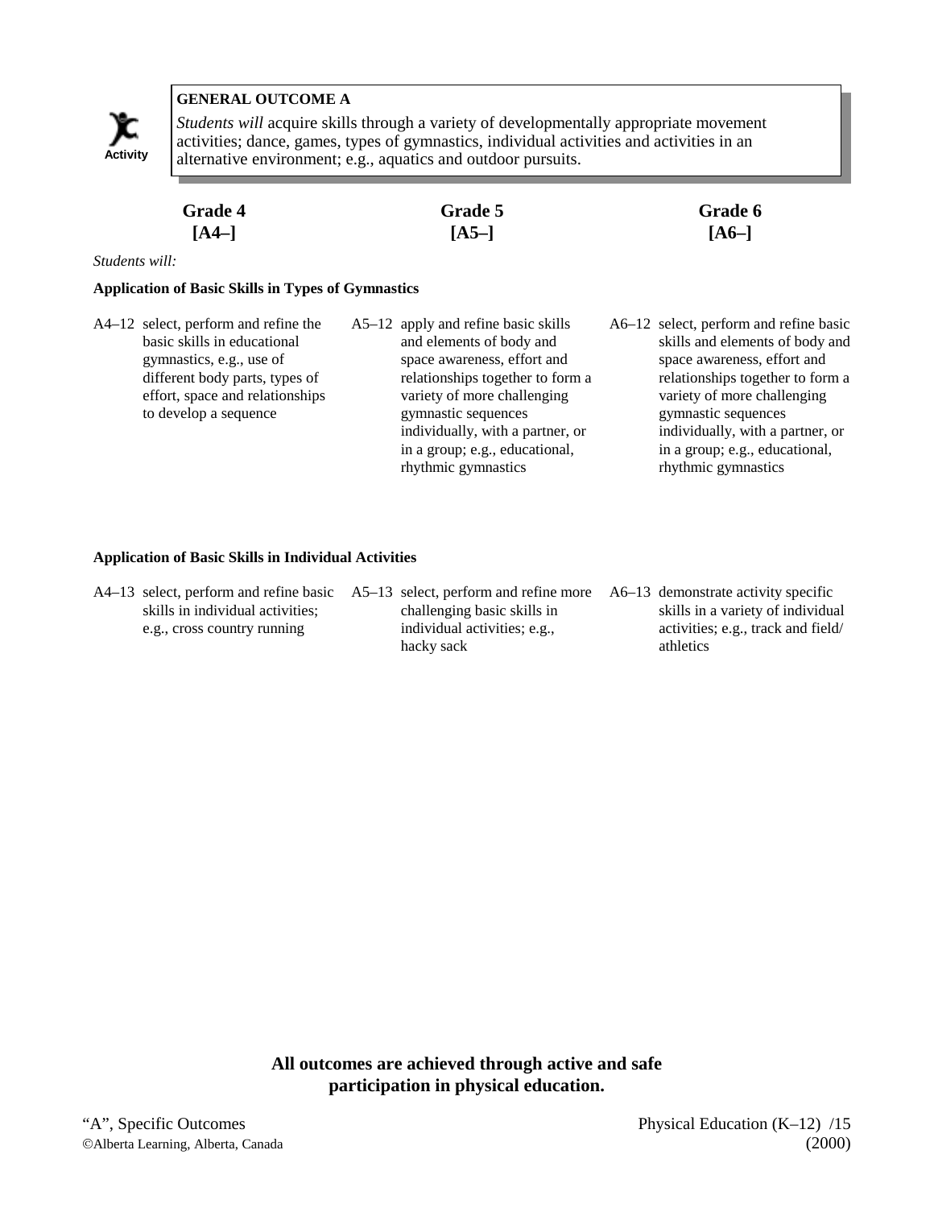**GENERAL OUTCOME A**

*Students will* acquire skills through a variety of developmentally appropriate movement activities; dance, games, types of gymnastics, individual activities and activities in an alternative environment; e.g., aquatics and outdoor pursuits.

| Grade 4 [A4–] | Grade 5 [A5–] | Grade 6 [A6–] |
|---|---|---|

*Students will:*

**Application of Basic Skills in Types of Gymnastics**

| Grade 4 | Grade 5 | Grade 6 |
|---|---|---|
| A4–12 select, perform and refine the basic skills in educational gymnastics, e.g., use of different body parts, types of effort, space and relationships to develop a sequence | A5–12 apply and refine basic skills and elements of body and space awareness, effort and relationships together to form a variety of more challenging gymnastic sequences individually, with a partner, or in a group; e.g., educational, rhythmic gymnastics | A6–12 select, perform and refine basic skills and elements of body and space awareness, effort and relationships together to form a variety of more challenging gymnastic sequences individually, with a partner, or in a group; e.g., educational, rhythmic gymnastics |

**Application of Basic Skills in Individual Activities**

| Grade 4 | Grade 5 | Grade 6 |
|---|---|---|
| A4–13 select, perform and refine basic skills in individual activities; e.g., cross country running | A5–13 select, perform and refine more challenging basic skills in individual activities; e.g., hacky sack | A6–13 demonstrate activity specific skills in a variety of individual activities; e.g., track and field/ athletics |

**All outcomes are achieved through active and safe participation in physical education.**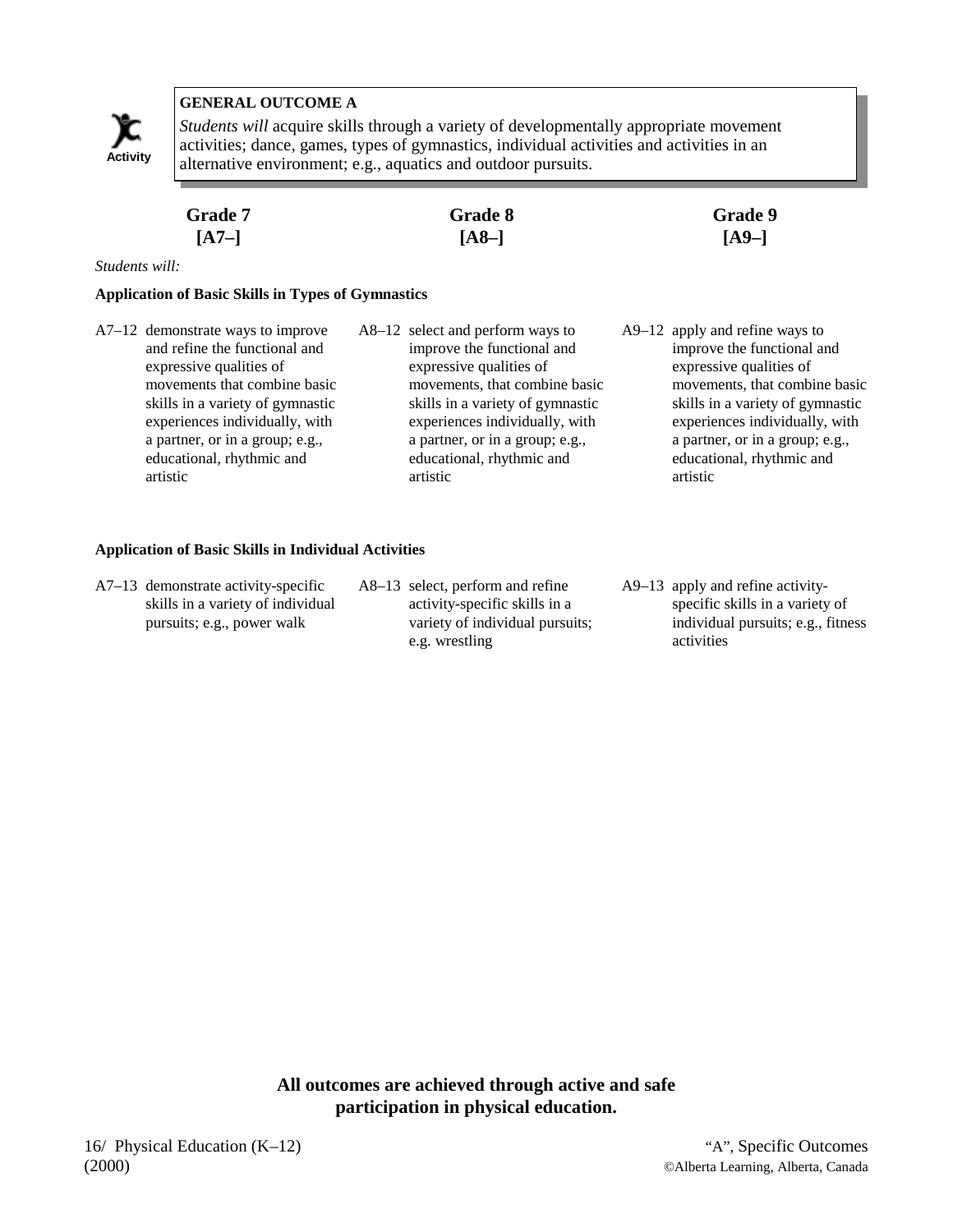**GENERAL OUTCOME A**

*Students will* acquire skills through a variety of developmentally appropriate movement activities; dance, games, types of gymnastics, individual activities and activities in an alternative environment; e.g., aquatics and outdoor pursuits.

Activity

*Students will:*

| Grade 7 [A7–] | Grade 8 [A8–] | Grade 9 [A9–] |
|---|---|---|
| **Application of Basic Skills in Types of Gymnastics** | | |
| A7–12 demonstrate ways to improve and refine the functional and expressive qualities of movements that combine basic skills in a variety of gymnastic experiences individually, with a partner, or in a group; e.g., educational, rhythmic and artistic | A8–12 select and perform ways to improve the functional and expressive qualities of movements, that combine basic skills in a variety of gymnastic experiences individually, with a partner, or in a group; e.g., educational, rhythmic and artistic | A9–12 apply and refine ways to improve the functional and expressive qualities of movements, that combine basic skills in a variety of gymnastic experiences individually, with a partner, or in a group; e.g., educational, rhythmic and artistic |
| **Application of Basic Skills in Individual Activities** | | |
| A7–13 demonstrate activity-specific skills in a variety of individual pursuits; e.g., power walk | A8–13 select, perform and refine activity-specific skills in a variety of individual pursuits; e.g. wrestling | A9–13 apply and refine activity-specific skills in a variety of individual pursuits; e.g., fitness activities |

**All outcomes are achieved through active and safe participation in physical education.**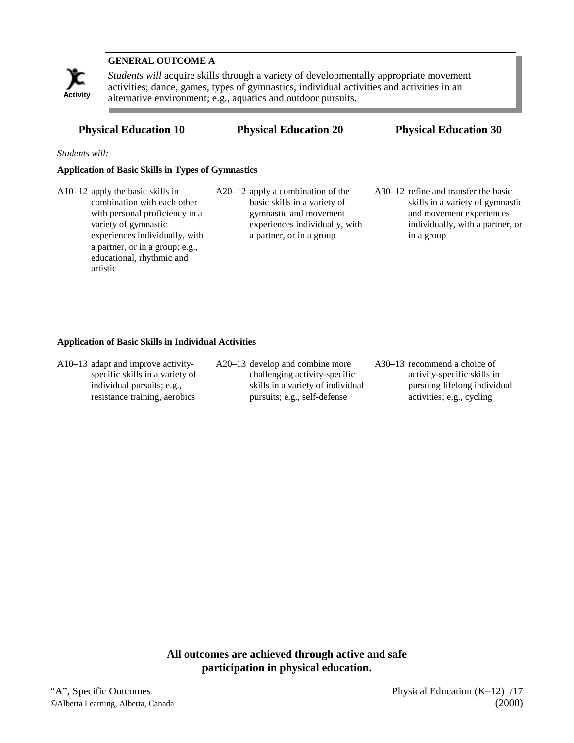**GENERAL OUTCOME A**

Activity

*Students will* acquire skills through a variety of developmentally appropriate movement activities; dance, games, types of gymnastics, individual activities and activities in an alternative environment; e.g., aquatics and outdoor pursuits.

| Physical Education 10 | Physical Education 20 | Physical Education 30 |
|---|---|---|

*Students will:*

**Application of Basic Skills in Types of Gymnastics**

| Physical Education 10 | Physical Education 20 | Physical Education 30 |
|---|---|---|
| A10–12 apply the basic skills in combination with each other with personal proficiency in a variety of gymnastic experiences individually, with a partner, or in a group; e.g., educational, rhythmic and artistic | A20–12 apply a combination of the basic skills in a variety of gymnastic and movement experiences individually, with a partner, or in a group | A30–12 refine and transfer the basic skills in a variety of gymnastic and movement experiences individually, with a partner, or in a group |

**Application of Basic Skills in Individual Activities**

| Physical Education 10 | Physical Education 20 | Physical Education 30 |
|---|---|---|
| A10–13 adapt and improve activity-specific skills in a variety of individual pursuits; e.g., resistance training, aerobics | A20–13 develop and combine more challenging activity-specific skills in a variety of individual pursuits; e.g., self-defense | A30–13 recommend a choice of activity-specific skills in pursuing lifelong individual activities; e.g., cycling |

**All outcomes are achieved through active and safe participation in physical education.**

"A", Specific Outcomes

©Alberta Learning, Alberta, Canada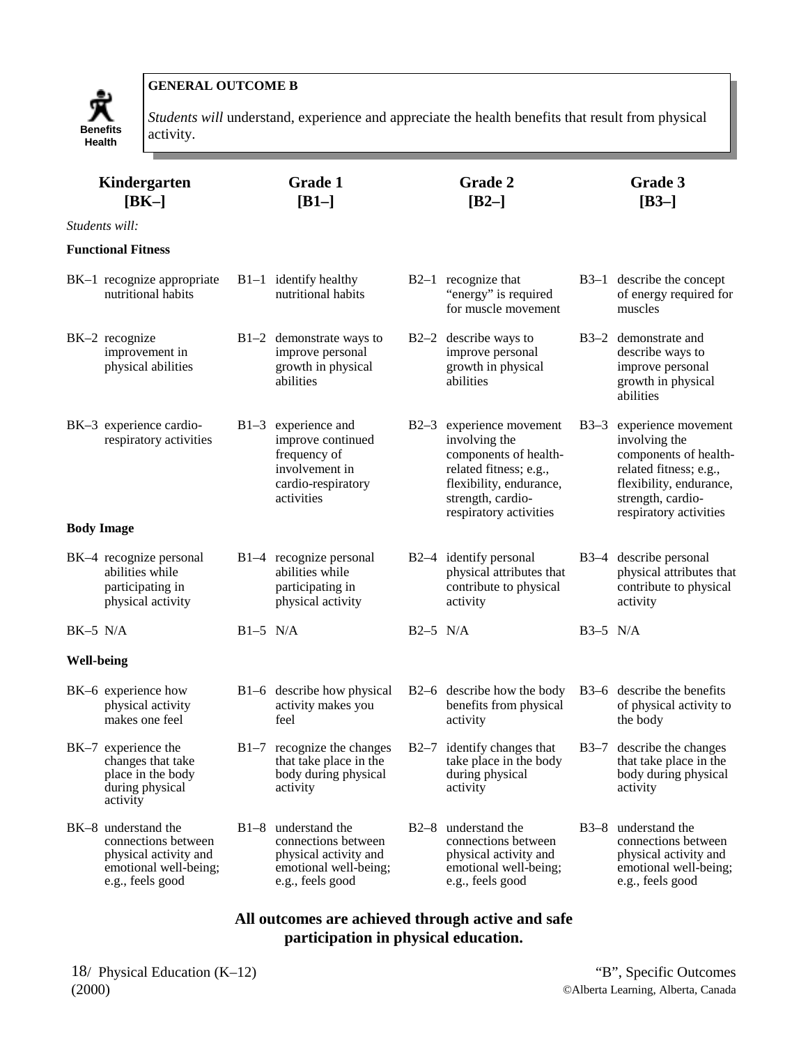Benefits Health

**GENERAL OUTCOME B**

*Students will* understand, experience and appreciate the health benefits that result from physical activity.

| Kindergarten [BK–] | Grade 1 [B1–] | Grade 2 [B2–] | Grade 3 [B3–] |
|---|---|---|---|
| *Students will:* | | | |
| **Functional Fitness** | | | |
| BK–1 recognize appropriate nutritional habits | B1–1 identify healthy nutritional habits | B2–1 recognize that "energy" is required for muscle movement | B3–1 describe the concept of energy required for muscles |
| BK–2 recognize improvement in physical abilities | B1–2 demonstrate ways to improve personal growth in physical abilities | B2–2 describe ways to improve personal growth in physical abilities | B3–2 demonstrate and describe ways to improve personal growth in physical abilities |
| BK–3 experience cardio-respiratory activities | B1–3 experience and improve continued frequency of involvement in cardio-respiratory activities | B2–3 experience movement involving the components of health-related fitness; e.g., flexibility, endurance, strength, cardio-respiratory activities | B3–3 experience movement involving the components of health-related fitness; e.g., flexibility, endurance, strength, cardio-respiratory activities |
| **Body Image** | | | |
| BK–4 recognize personal abilities while participating in physical activity | B1–4 recognize personal abilities while participating in physical activity | B2–4 identify personal physical attributes that contribute to physical activity | B3–4 describe personal physical attributes that contribute to physical activity |
| BK–5 N/A | B1–5 N/A | B2–5 N/A | B3–5 N/A |
| **Well-being** | | | |
| BK–6 experience how physical activity makes one feel | B1–6 describe how physical activity makes you feel | B2–6 describe how the body benefits from physical activity | B3–6 describe the benefits of physical activity to the body |
| BK–7 experience the changes that take place in the body during physical activity | B1–7 recognize the changes that take place in the body during physical activity | B2–7 identify changes that take place in the body during physical activity | B3–7 describe the changes that take place in the body during physical activity |
| BK–8 understand the connections between physical activity and emotional well-being; e.g., feels good | B1–8 understand the connections between physical activity and emotional well-being; e.g., feels good | B2–8 understand the connections between physical activity and emotional well-being; e.g., feels good | B3–8 understand the connections between physical activity and emotional well-being; e.g., feels good |

**All outcomes are achieved through active and safe participation in physical education.**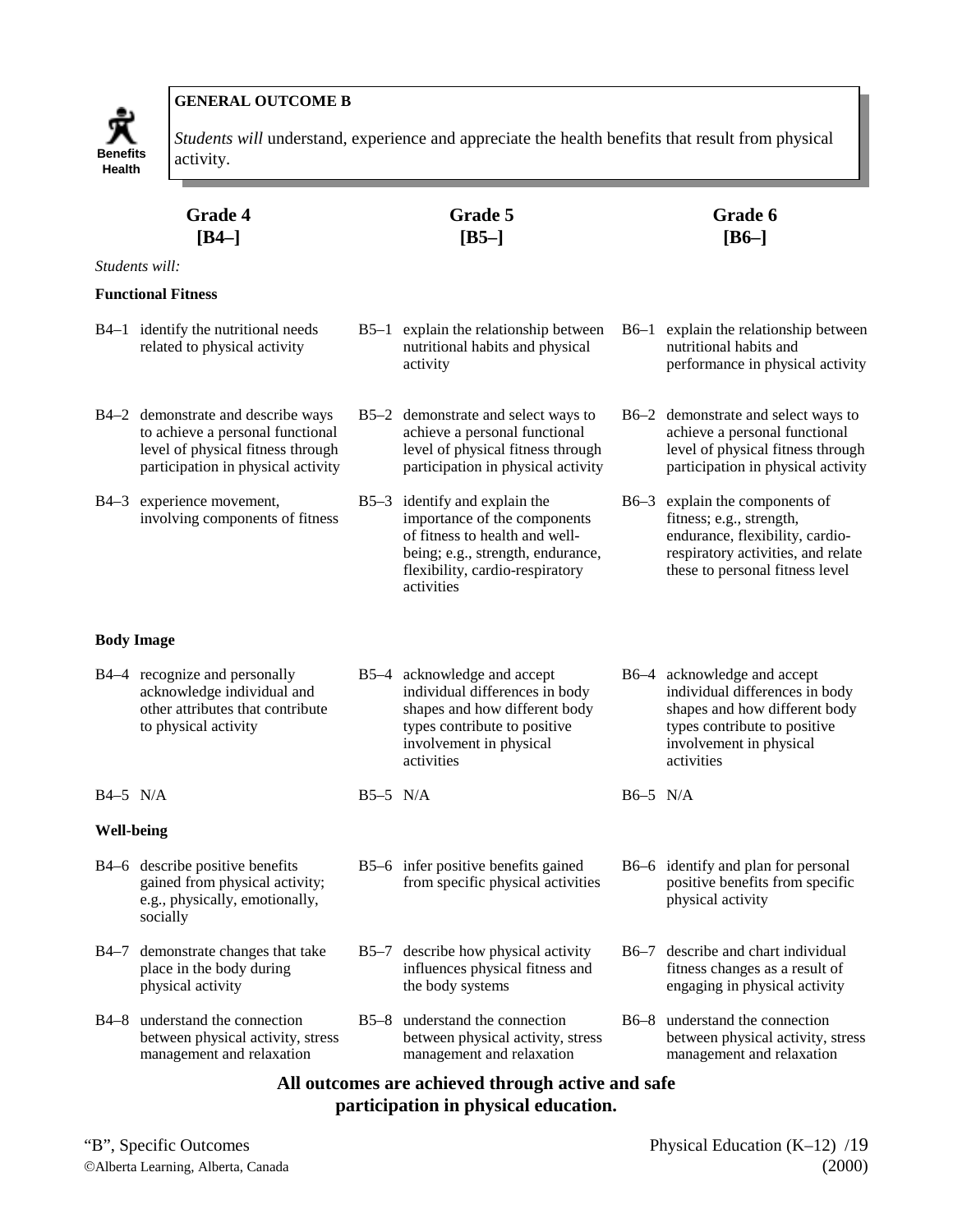**Benefits Health**

**GENERAL OUTCOME B**

*Students will* understand, experience and appreciate the health benefits that result from physical activity.

| Grade 4 [B4–] | Grade 5 [B5–] | Grade 6 [B6–] |
|---|---|---|
| *Students will:* | | |
| **Functional Fitness** | | |
| B4–1 identify the nutritional needs related to physical activity | B5–1 explain the relationship between nutritional habits and physical activity | B6–1 explain the relationship between nutritional habits and performance in physical activity |
| B4–2 demonstrate and describe ways to achieve a personal functional level of physical fitness through participation in physical activity | B5–2 demonstrate and select ways to achieve a personal functional level of physical fitness through participation in physical activity | B6–2 demonstrate and select ways to achieve a personal functional level of physical fitness through participation in physical activity |
| B4–3 experience movement, involving components of fitness | B5–3 identify and explain the importance of the components of fitness to health and well-being; e.g., strength, endurance, flexibility, cardio-respiratory activities | B6–3 explain the components of fitness; e.g., strength, endurance, flexibility, cardio-respiratory activities, and relate these to personal fitness level |
| **Body Image** | | |
| B4–4 recognize and personally acknowledge individual and other attributes that contribute to physical activity | B5–4 acknowledge and accept individual differences in body shapes and how different body types contribute to positive involvement in physical activities | B6–4 acknowledge and accept individual differences in body shapes and how different body types contribute to positive involvement in physical activities |
| B4–5 N/A | B5–5 N/A | B6–5 N/A |
| **Well-being** | | |
| B4–6 describe positive benefits gained from physical activity; e.g., physically, emotionally, socially | B5–6 infer positive benefits gained from specific physical activities | B6–6 identify and plan for personal positive benefits from specific physical activity |
| B4–7 demonstrate changes that take place in the body during physical activity | B5–7 describe how physical activity influences physical fitness and the body systems | B6–7 describe and chart individual fitness changes as a result of engaging in physical activity |
| B4–8 understand the connection between physical activity, stress management and relaxation | B5–8 understand the connection between physical activity, stress management and relaxation | B6–8 understand the connection between physical activity, stress management and relaxation |

**All outcomes are achieved through active and safe participation in physical education.**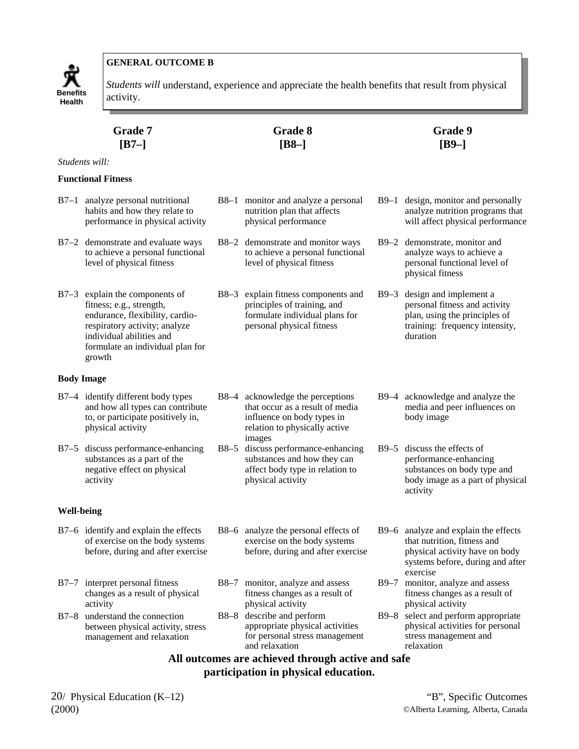**Benefits Health**

**GENERAL OUTCOME B**

*Students will* understand, experience and appreciate the health benefits that result from physical activity.

*Students will:*

| Grade 7 [B7–] | Grade 8 [B8–] | Grade 9 [B9–] |
|---|---|---|
| **Functional Fitness** | | |
| B7–1 analyze personal nutritional habits and how they relate to performance in physical activity | B8–1 monitor and analyze a personal nutrition plan that affects physical performance | B9–1 design, monitor and personally analyze nutrition programs that will affect physical performance |
| B7–2 demonstrate and evaluate ways to achieve a personal functional level of physical fitness | B8–2 demonstrate and monitor ways to achieve a personal functional level of physical fitness | B9–2 demonstrate, monitor and analyze ways to achieve a personal functional level of physical fitness |
| B7–3 explain the components of fitness; e.g., strength, endurance, flexibility, cardio-respiratory activity; analyze individual abilities and formulate an individual plan for growth | B8–3 explain fitness components and principles of training, and formulate individual plans for personal physical fitness | B9–3 design and implement a personal fitness and activity plan, using the principles of training: frequency intensity, duration |
| **Body Image** | | |
| B7–4 identify different body types and how all types can contribute to, or participate positively in, physical activity | B8–4 acknowledge the perceptions that occur as a result of media influence on body types in relation to physically active images | B9–4 acknowledge and analyze the media and peer influences on body image |
| B7–5 discuss performance-enhancing substances as a part of the negative effect on physical activity | B8–5 discuss performance-enhancing substances and how they can affect body type in relation to physical activity | B9–5 discuss the effects of performance-enhancing substances on body type and body image as a part of physical activity |
| **Well-being** | | |
| B7–6 identify and explain the effects of exercise on the body systems before, during and after exercise | B8–6 analyze the personal effects of exercise on the body systems before, during and after exercise | B9–6 analyze and explain the effects that nutrition, fitness and physical activity have on body systems before, during and after exercise |
| B7–7 interpret personal fitness changes as a result of physical activity | B8–7 monitor, analyze and assess fitness changes as a result of physical activity | B9–7 monitor, analyze and assess fitness changes as a result of physical activity |
| B7–8 understand the connection between physical activity, stress management and relaxation | B8–8 describe and perform appropriate physical activities for personal stress management and relaxation | B9–8 select and perform appropriate physical activities for personal stress management and relaxation |

**All outcomes are achieved through active and safe participation in physical education.**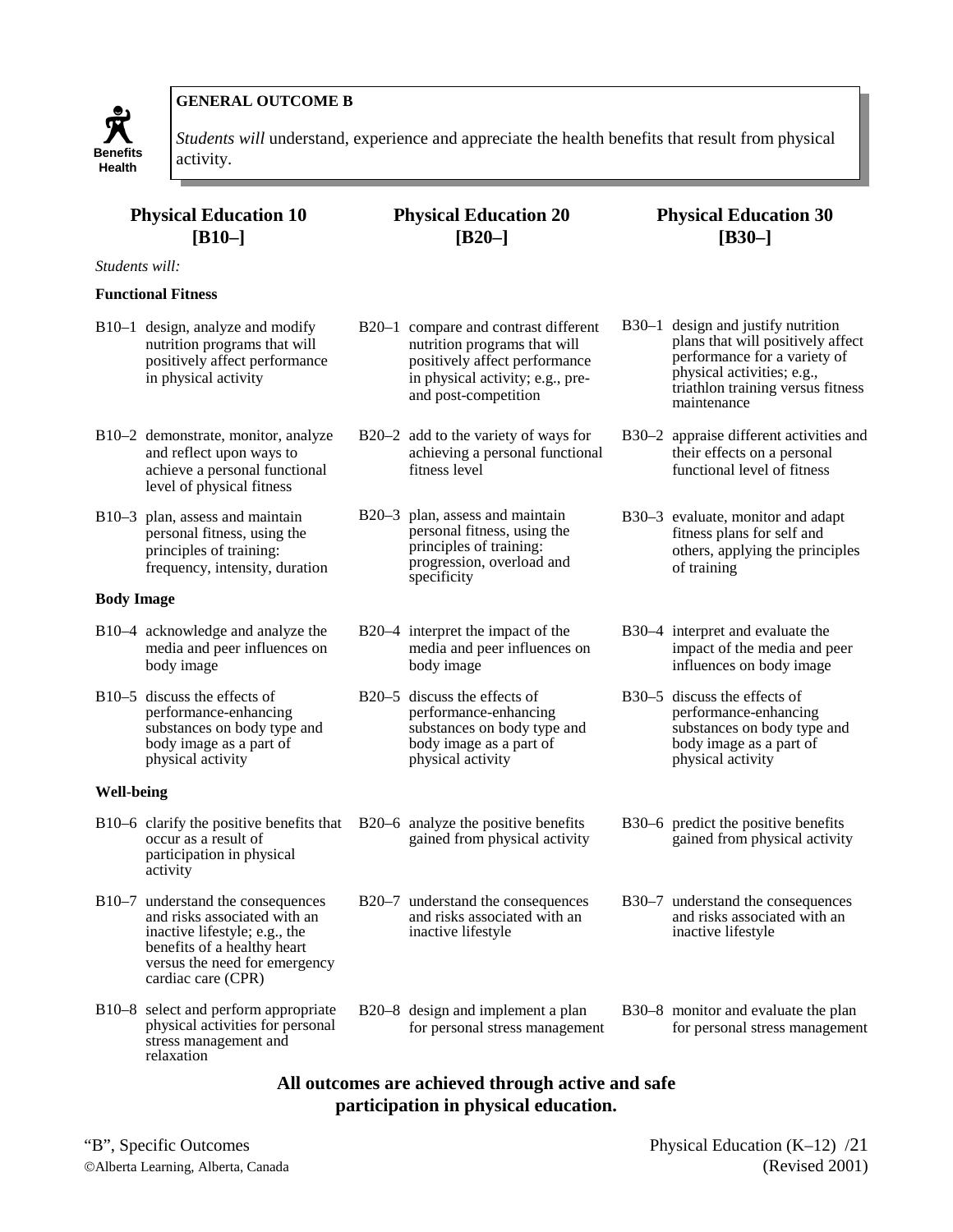Benefits Health

**GENERAL OUTCOME B**

*Students will* understand, experience and appreciate the health benefits that result from physical activity.

| Physical Education 10 [B10–] | Physical Education 20 [B20–] | Physical Education 30 [B30–] |
|---|---|---|
| *Students will:* | | |
| **Functional Fitness** | | |
| B10–1 design, analyze and modify nutrition programs that will positively affect performance in physical activity | B20–1 compare and contrast different nutrition programs that will positively affect performance in physical activity; e.g., pre- and post-competition | B30–1 design and justify nutrition plans that will positively affect performance for a variety of physical activities; e.g., triathlon training versus fitness maintenance |
| B10–2 demonstrate, monitor, analyze and reflect upon ways to achieve a personal functional level of physical fitness | B20–2 add to the variety of ways for achieving a personal functional fitness level | B30–2 appraise different activities and their effects on a personal functional level of fitness |
| B10–3 plan, assess and maintain personal fitness, using the principles of training: frequency, intensity, duration | B20–3 plan, assess and maintain personal fitness, using the principles of training: progression, overload and specificity | B30–3 evaluate, monitor and adapt fitness plans for self and others, applying the principles of training |
| **Body Image** | | |
| B10–4 acknowledge and analyze the media and peer influences on body image | B20–4 interpret the impact of the media and peer influences on body image | B30–4 interpret and evaluate the impact of the media and peer influences on body image |
| B10–5 discuss the effects of performance-enhancing substances on body type and body image as a part of physical activity | B20–5 discuss the effects of performance-enhancing substances on body type and body image as a part of physical activity | B30–5 discuss the effects of performance-enhancing substances on body type and body image as a part of physical activity |
| **Well-being** | | |
| B10–6 clarify the positive benefits that occur as a result of participation in physical activity | B20–6 analyze the positive benefits gained from physical activity | B30–6 predict the positive benefits gained from physical activity |
| B10–7 understand the consequences and risks associated with an inactive lifestyle; e.g., the benefits of a healthy heart versus the need for emergency cardiac care (CPR) | B20–7 understand the consequences and risks associated with an inactive lifestyle | B30–7 understand the consequences and risks associated with an inactive lifestyle |
| B10–8 select and perform appropriate physical activities for personal stress management and relaxation | B20–8 design and implement a plan for personal stress management | B30–8 monitor and evaluate the plan for personal stress management |

**All outcomes are achieved through active and safe participation in physical education.**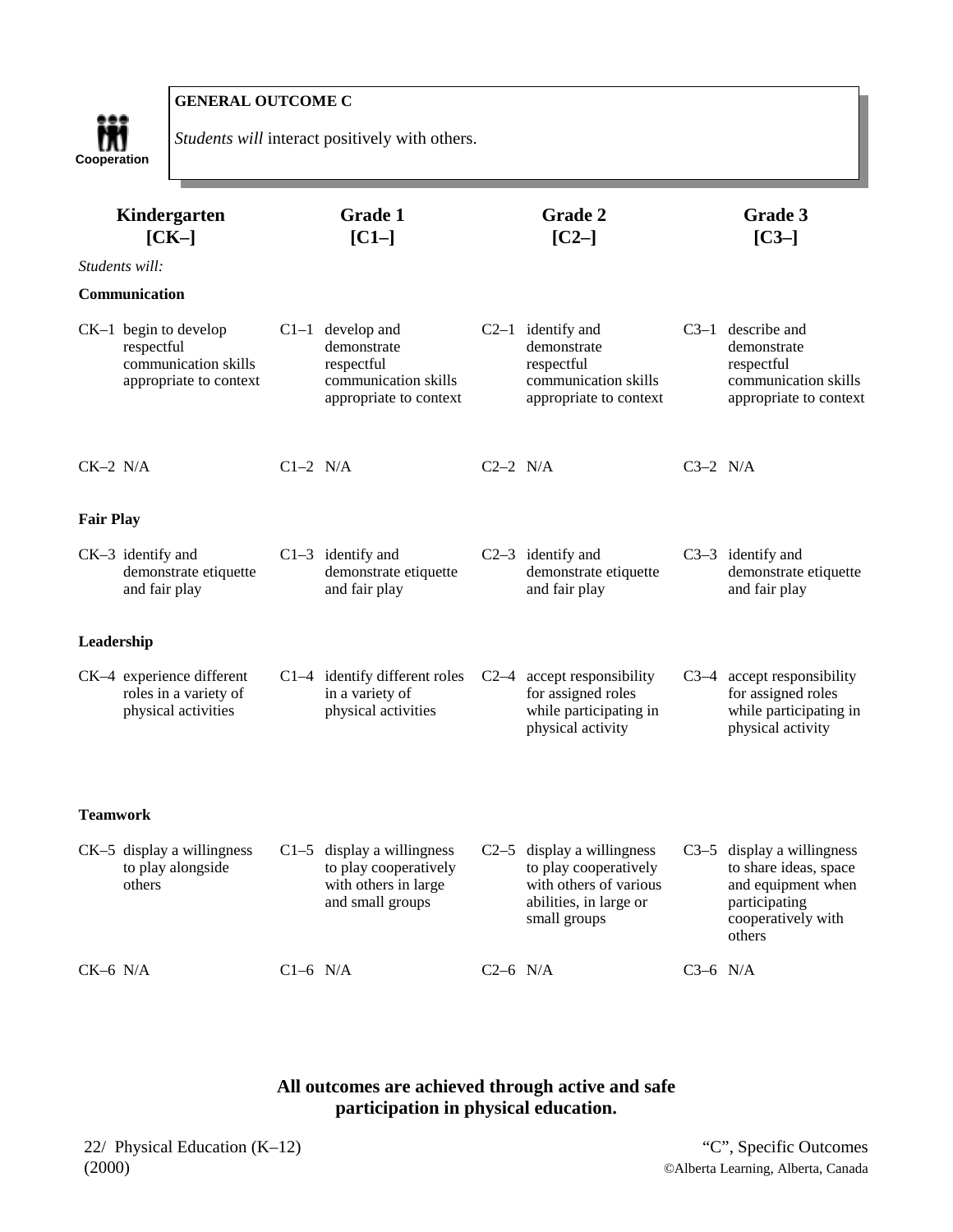**GENERAL OUTCOME C**

Cooperation

*Students will* interact positively with others.

| Kindergarten [CK–] | Grade 1 [C1–] | Grade 2 [C2–] | Grade 3 [C3–] |
|---|---|---|---|
| *Students will:* | | | |
| **Communication** | | | |
| CK–1 begin to develop respectful communication skills appropriate to context | C1–1 develop and demonstrate respectful communication skills appropriate to context | C2–1 identify and demonstrate respectful communication skills appropriate to context | C3–1 describe and demonstrate respectful communication skills appropriate to context |
| CK–2 N/A | C1–2 N/A | C2–2 N/A | C3–2 N/A |
| **Fair Play** | | | |
| CK–3 identify and demonstrate etiquette and fair play | C1–3 identify and demonstrate etiquette and fair play | C2–3 identify and demonstrate etiquette and fair play | C3–3 identify and demonstrate etiquette and fair play |
| **Leadership** | | | |
| CK–4 experience different roles in a variety of physical activities | C1–4 identify different roles in a variety of physical activities | C2–4 accept responsibility for assigned roles while participating in physical activity | C3–4 accept responsibility for assigned roles while participating in physical activity |
| **Teamwork** | | | |
| CK–5 display a willingness to play alongside others | C1–5 display a willingness to play cooperatively with others in large and small groups | C2–5 display a willingness to play cooperatively with others of various abilities, in large or small groups | C3–5 display a willingness to share ideas, space and equipment when participating cooperatively with others |
| CK–6 N/A | C1–6 N/A | C2–6 N/A | C3–6 N/A |

**All outcomes are achieved through active and safe participation in physical education.**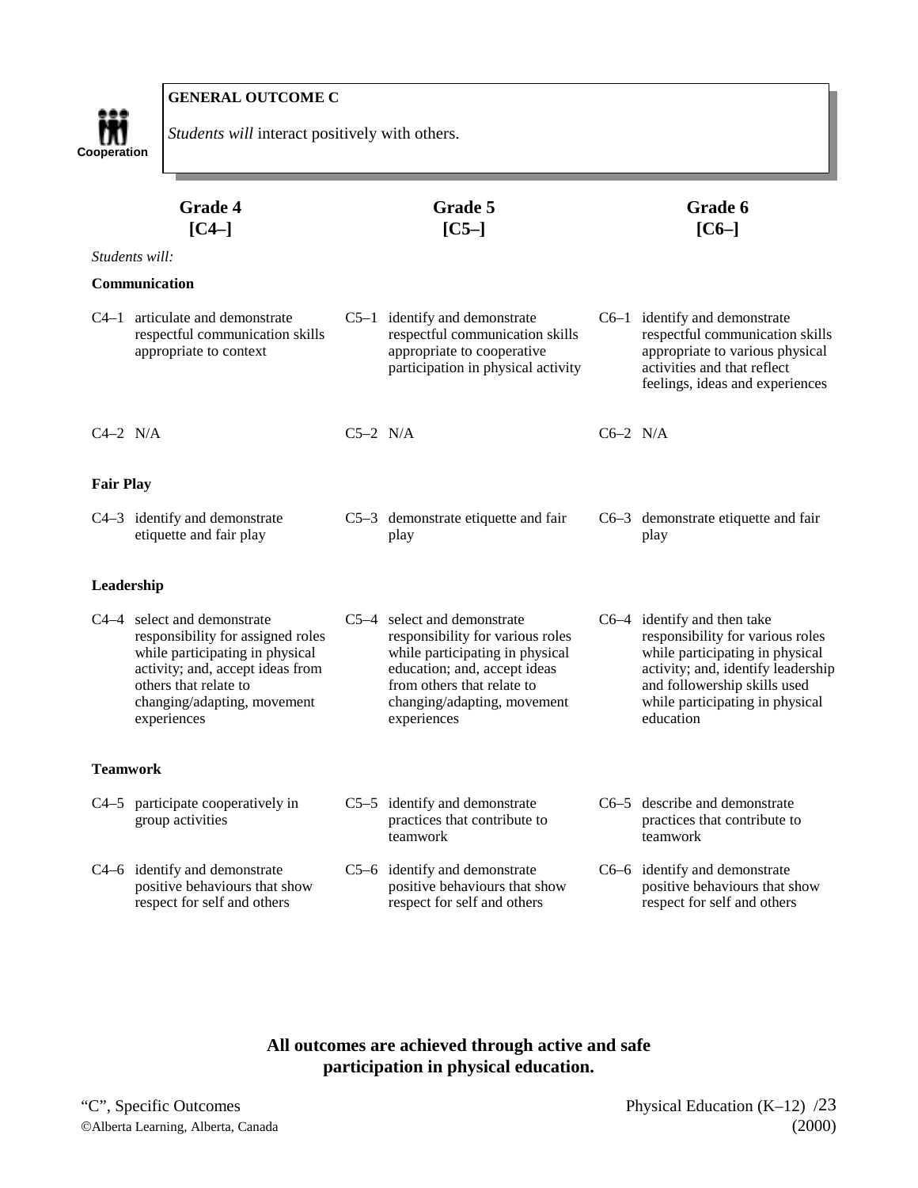**GENERAL OUTCOME C**

Cooperation

*Students will* interact positively with others.

| Grade 4 [C4–] | Grade 5 [C5–] | Grade 6 [C6–] |
|---|---|---|
| *Students will:* | | |
| **Communication** | | |
| C4–1 articulate and demonstrate respectful communication skills appropriate to context | C5–1 identify and demonstrate respectful communication skills appropriate to cooperative participation in physical activity | C6–1 identify and demonstrate respectful communication skills appropriate to various physical activities and that reflect feelings, ideas and experiences |
| C4–2 N/A | C5–2 N/A | C6–2 N/A |
| **Fair Play** | | |
| C4–3 identify and demonstrate etiquette and fair play | C5–3 demonstrate etiquette and fair play | C6–3 demonstrate etiquette and fair play |
| **Leadership** | | |
| C4–4 select and demonstrate responsibility for assigned roles while participating in physical activity; and, accept ideas from others that relate to changing/adapting, movement experiences | C5–4 select and demonstrate responsibility for various roles while participating in physical education; and, accept ideas from others that relate to changing/adapting, movement experiences | C6–4 identify and then take responsibility for various roles while participating in physical activity; and, identify leadership and followership skills used while participating in physical education |
| **Teamwork** | | |
| C4–5 participate cooperatively in group activities | C5–5 identify and demonstrate practices that contribute to teamwork | C6–5 describe and demonstrate practices that contribute to teamwork |
| C4–6 identify and demonstrate positive behaviours that show respect for self and others | C5–6 identify and demonstrate positive behaviours that show respect for self and others | C6–6 identify and demonstrate positive behaviours that show respect for self and others |

**All outcomes are achieved through active and safe participation in physical education.**

“C”, Specific Outcomes
©Alberta Learning, Alberta, Canada

Physical Education (K–12)
(2000)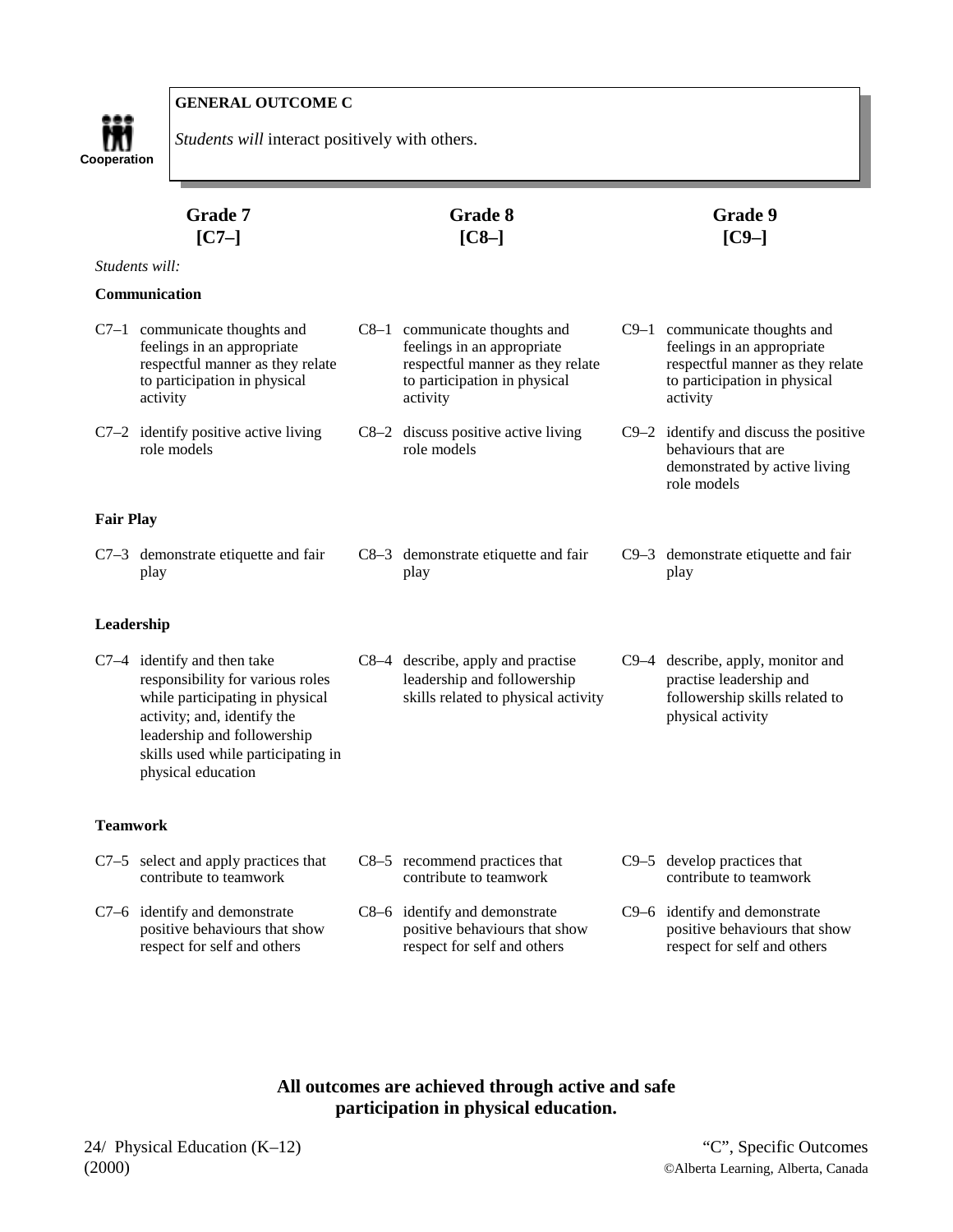Cooperation

**GENERAL OUTCOME C**

*Students will* interact positively with others.

| Grade 7 [C7–] | Grade 8 [C8–] | Grade 9 [C9–] |
|---|---|---|
| *Students will:* | | |
| **Communication** | | |
| C7–1 communicate thoughts and feelings in an appropriate respectful manner as they relate to participation in physical activity | C8–1 communicate thoughts and feelings in an appropriate respectful manner as they relate to participation in physical activity | C9–1 communicate thoughts and feelings in an appropriate respectful manner as they relate to participation in physical activity |
| C7–2 identify positive active living role models | C8–2 discuss positive active living role models | C9–2 identify and discuss the positive behaviours that are demonstrated by active living role models |
| **Fair Play** | | |
| C7–3 demonstrate etiquette and fair play | C8–3 demonstrate etiquette and fair play | C9–3 demonstrate etiquette and fair play |
| **Leadership** | | |
| C7–4 identify and then take responsibility for various roles while participating in physical activity; and, identify the leadership and followership skills used while participating in physical education | C8–4 describe, apply and practise leadership and followership skills related to physical activity | C9–4 describe, apply, monitor and practise leadership and followership skills related to physical activity |
| **Teamwork** | | |
| C7–5 select and apply practices that contribute to teamwork | C8–5 recommend practices that contribute to teamwork | C9–5 develop practices that contribute to teamwork |
| C7–6 identify and demonstrate positive behaviours that show respect for self and others | C8–6 identify and demonstrate positive behaviours that show respect for self and others | C9–6 identify and demonstrate positive behaviours that show respect for self and others |

**All outcomes are achieved through active and safe participation in physical education.**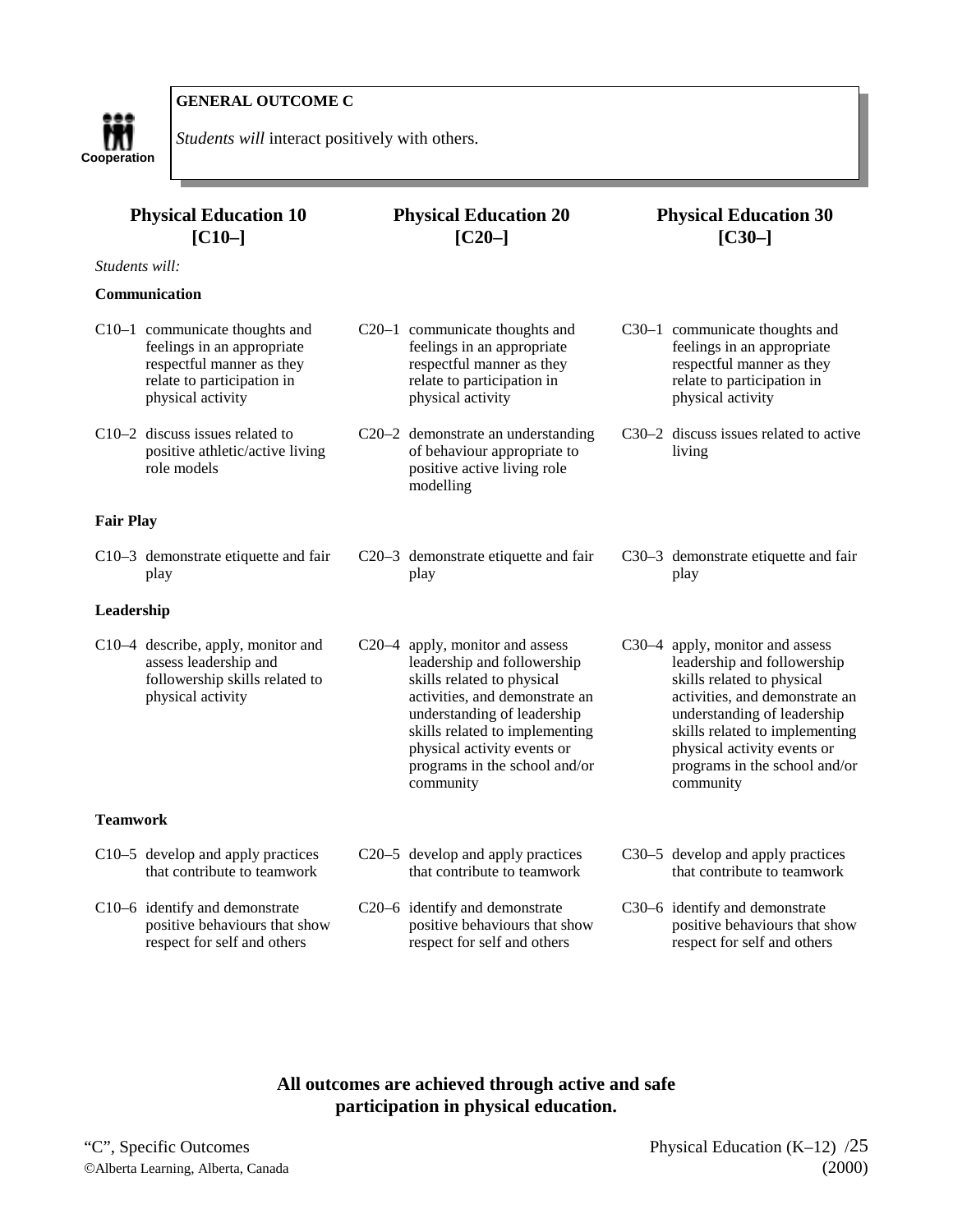**GENERAL OUTCOME C**

Cooperation

*Students will* interact positively with others.

| Physical Education 10 [C10–] | Physical Education 20 [C20–] | Physical Education 30 [C30–] |
|---|---|---|
| *Students will:* | | |
| **Communication** | | |
| C10–1 communicate thoughts and feelings in an appropriate respectful manner as they relate to participation in physical activity | C20–1 communicate thoughts and feelings in an appropriate respectful manner as they relate to participation in physical activity | C30–1 communicate thoughts and feelings in an appropriate respectful manner as they relate to participation in physical activity |
| C10–2 discuss issues related to positive athletic/active living role models | C20–2 demonstrate an understanding of behaviour appropriate to positive active living role modelling | C30–2 discuss issues related to active living |
| **Fair Play** | | |
| C10–3 demonstrate etiquette and fair play | C20–3 demonstrate etiquette and fair play | C30–3 demonstrate etiquette and fair play |
| **Leadership** | | |
| C10–4 describe, apply, monitor and assess leadership and followership skills related to physical activity | C20–4 apply, monitor and assess leadership and followership skills related to physical activities, and demonstrate an understanding of leadership skills related to implementing physical activity events or programs in the school and/or community | C30–4 apply, monitor and assess leadership and followership skills related to physical activities, and demonstrate an understanding of leadership skills related to implementing physical activity events or programs in the school and/or community |
| **Teamwork** | | |
| C10–5 develop and apply practices that contribute to teamwork | C20–5 develop and apply practices that contribute to teamwork | C30–5 develop and apply practices that contribute to teamwork |
| C10–6 identify and demonstrate positive behaviours that show respect for self and others | C20–6 identify and demonstrate positive behaviours that show respect for self and others | C30–6 identify and demonstrate positive behaviours that show respect for self and others |

**All outcomes are achieved through active and safe participation in physical education.**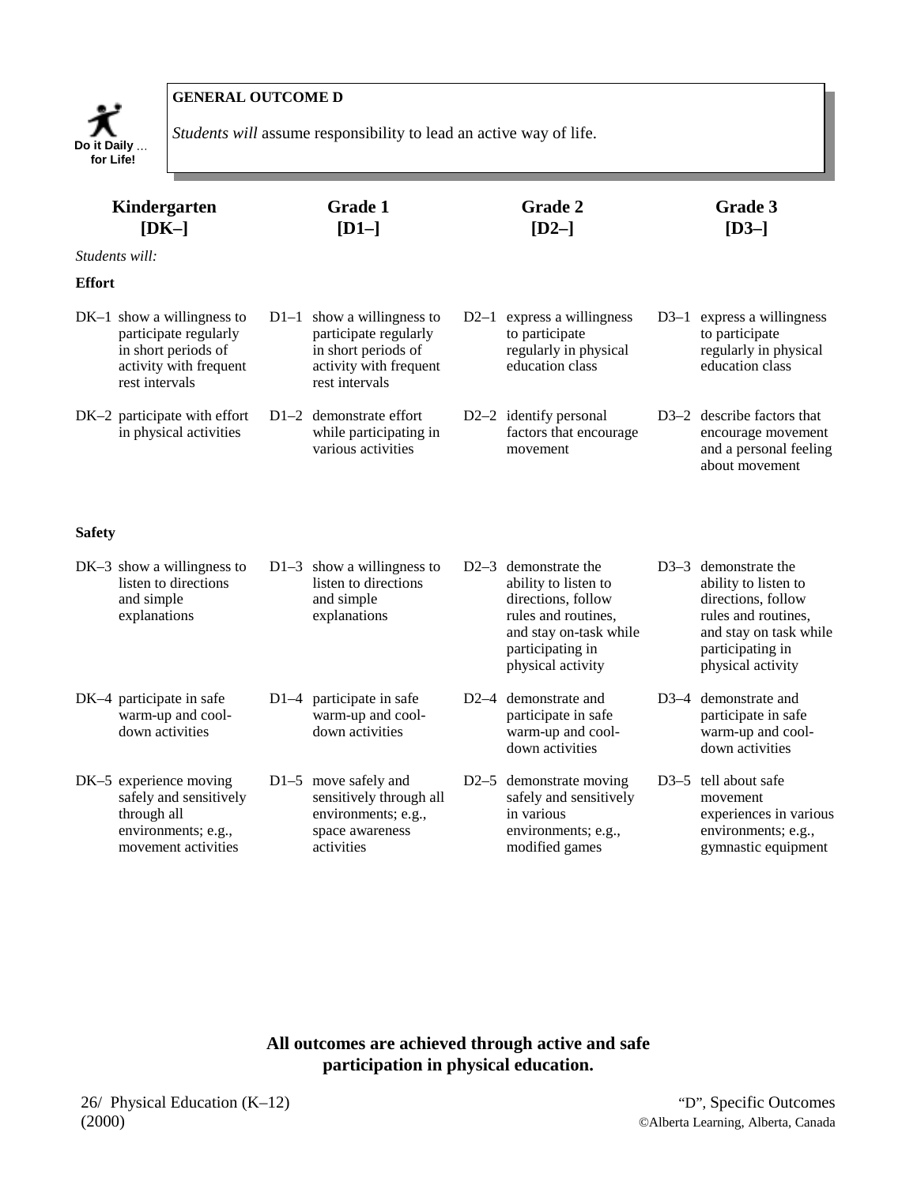**GENERAL OUTCOME D**

*Students will* assume responsibility to lead an active way of life.

| Kindergarten [DK–] | Grade 1 [D1–] | Grade 2 [D2–] | Grade 3 [D3–] |
|---|---|---|---|
| *Students will:* | | | |
| **Effort** | | | |
| DK–1 show a willingness to participate regularly in short periods of activity with frequent rest intervals | D1–1 show a willingness to participate regularly in short periods of activity with frequent rest intervals | D2–1 express a willingness to participate regularly in physical education class | D3–1 express a willingness to participate regularly in physical education class |
| DK–2 participate with effort in physical activities | D1–2 demonstrate effort while participating in various activities | D2–2 identify personal factors that encourage movement | D3–2 describe factors that encourage movement and a personal feeling about movement |
| **Safety** | | | |
| DK–3 show a willingness to listen to directions and simple explanations | D1–3 show a willingness to listen to directions and simple explanations | D2–3 demonstrate the ability to listen to directions, follow rules and routines, and stay on-task while participating in physical activity | D3–3 demonstrate the ability to listen to directions, follow rules and routines, and stay on task while participating in physical activity |
| DK–4 participate in safe warm-up and cool-down activities | D1–4 participate in safe warm-up and cool-down activities | D2–4 demonstrate and participate in safe warm-up and cool-down activities | D3–4 demonstrate and participate in safe warm-up and cool-down activities |
| DK–5 experience moving safely and sensitively through all environments; e.g., movement activities | D1–5 move safely and sensitively through all environments; e.g., space awareness activities | D2–5 demonstrate moving safely and sensitively in various environments; e.g., modified games | D3–5 tell about safe movement experiences in various environments; e.g., gymnastic equipment |

**All outcomes are achieved through active and safe participation in physical education.**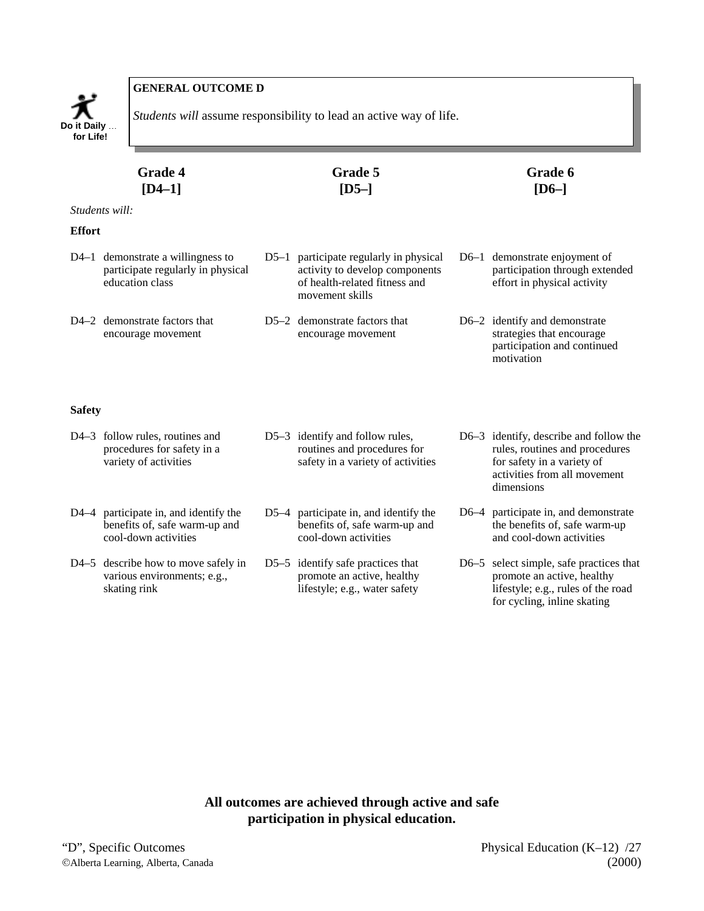Do it Daily … for Life!

## GENERAL OUTCOME D

*Students will* assume responsibility to lead an active way of life.

| Grade 4 [D4–1] | Grade 5 [D5–] | Grade 6 [D6–] |
|---|---|---|
| *Students will:* | | |
| **Effort** | | |
| D4–1 demonstrate a willingness to participate regularly in physical education class | D5–1 participate regularly in physical activity to develop components of health-related fitness and movement skills | D6–1 demonstrate enjoyment of participation through extended effort in physical activity |
| D4–2 demonstrate factors that encourage movement | D5–2 demonstrate factors that encourage movement | D6–2 identify and demonstrate strategies that encourage participation and continued motivation |
| **Safety** | | |
| D4–3 follow rules, routines and procedures for safety in a variety of activities | D5–3 identify and follow rules, routines and procedures for safety in a variety of activities | D6–3 identify, describe and follow the rules, routines and procedures for safety in a variety of activities from all movement dimensions |
| D4–4 participate in, and identify the benefits of, safe warm-up and cool-down activities | D5–4 participate in, and identify the benefits of, safe warm-up and cool-down activities | D6–4 participate in, and demonstrate the benefits of, safe warm-up and cool-down activities |
| D4–5 describe how to move safely in various environments; e.g., skating rink | D5–5 identify safe practices that promote an active, healthy lifestyle; e.g., water safety | D6–5 select simple, safe practices that promote an active, healthy lifestyle; e.g., rules of the road for cycling, inline skating |

**All outcomes are achieved through active and safe participation in physical education.**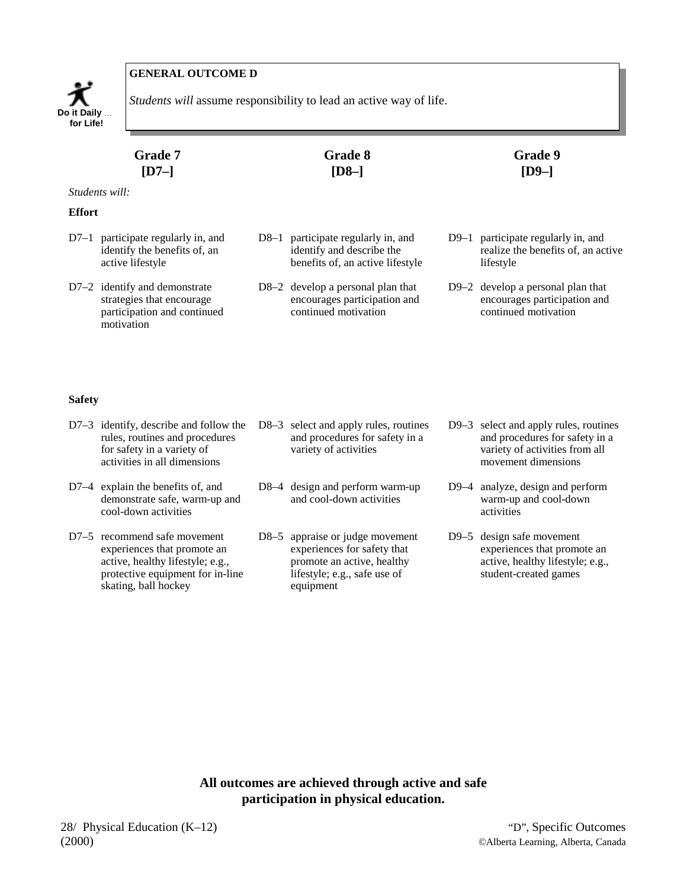**Do it Daily … for Life!**

## GENERAL OUTCOME D

*Students will* assume responsibility to lead an active way of life.

| Grade 7 [D7–] | Grade 8 [D8–] | Grade 9 [D9–] |
|---|---|---|
| *Students will:* | | |
| **Effort** | | |
| D7–1 participate regularly in, and identify the benefits of, an active lifestyle | D8–1 participate regularly in, and identify and describe the benefits of, an active lifestyle | D9–1 participate regularly in, and realize the benefits of, an active lifestyle |
| D7–2 identify and demonstrate strategies that encourage participation and continued motivation | D8–2 develop a personal plan that encourages participation and continued motivation | D9–2 develop a personal plan that encourages participation and continued motivation |
| **Safety** | | |
| D7–3 identify, describe and follow the rules, routines and procedures for safety in a variety of activities in all dimensions | D8–3 select and apply rules, routines and procedures for safety in a variety of activities | D9–3 select and apply rules, routines and procedures for safety in a variety of activities from all movement dimensions |
| D7–4 explain the benefits of, and demonstrate safe, warm-up and cool-down activities | D8–4 design and perform warm-up and cool-down activities | D9–4 analyze, design and perform warm-up and cool-down activities |
| D7–5 recommend safe movement experiences that promote an active, healthy lifestyle; e.g., protective equipment for in-line skating, ball hockey | D8–5 appraise or judge movement experiences for safety that promote an active, healthy lifestyle; e.g., safe use of equipment | D9–5 design safe movement experiences that promote an active, healthy lifestyle; e.g., student-created games |

**All outcomes are achieved through active and safe participation in physical education.**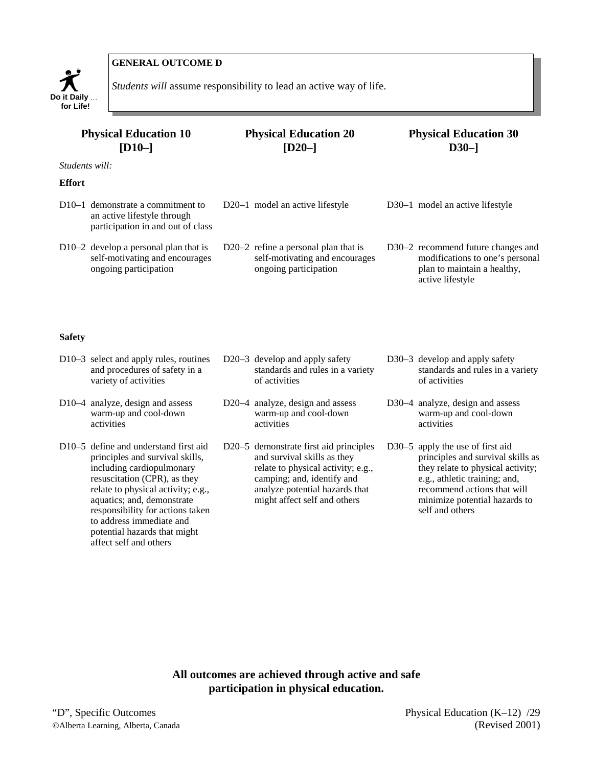**GENERAL OUTCOME D**

*Students will* assume responsibility to lead an active way of life.

| Physical Education 10 [D10–] | Physical Education 20 [D20–] | Physical Education 30 D30–] |
|---|---|---|
| *Students will:* | | |
| **Effort** | | |
| D10–1 demonstrate a commitment to an active lifestyle through participation in and out of class | D20–1 model an active lifestyle | D30–1 model an active lifestyle |
| D10–2 develop a personal plan that is self-motivating and encourages ongoing participation | D20–2 refine a personal plan that is self-motivating and encourages ongoing participation | D30–2 recommend future changes and modifications to one's personal plan to maintain a healthy, active lifestyle |
| **Safety** | | |
| D10–3 select and apply rules, routines and procedures of safety in a variety of activities | D20–3 develop and apply safety standards and rules in a variety of activities | D30–3 develop and apply safety standards and rules in a variety of activities |
| D10–4 analyze, design and assess warm-up and cool-down activities | D20–4 analyze, design and assess warm-up and cool-down activities | D30–4 analyze, design and assess warm-up and cool-down activities |
| D10–5 define and understand first aid principles and survival skills, including cardiopulmonary resuscitation (CPR), as they relate to physical activity; e.g., aquatics; and, demonstrate responsibility for actions taken to address immediate and potential hazards that might affect self and others | D20–5 demonstrate first aid principles and survival skills as they relate to physical activity; e.g., camping; and, identify and analyze potential hazards that might affect self and others | D30–5 apply the use of first aid principles and survival skills as they relate to physical activity; e.g., athletic training; and, recommend actions that will minimize potential hazards to self and others |

**All outcomes are achieved through active and safe participation in physical education.**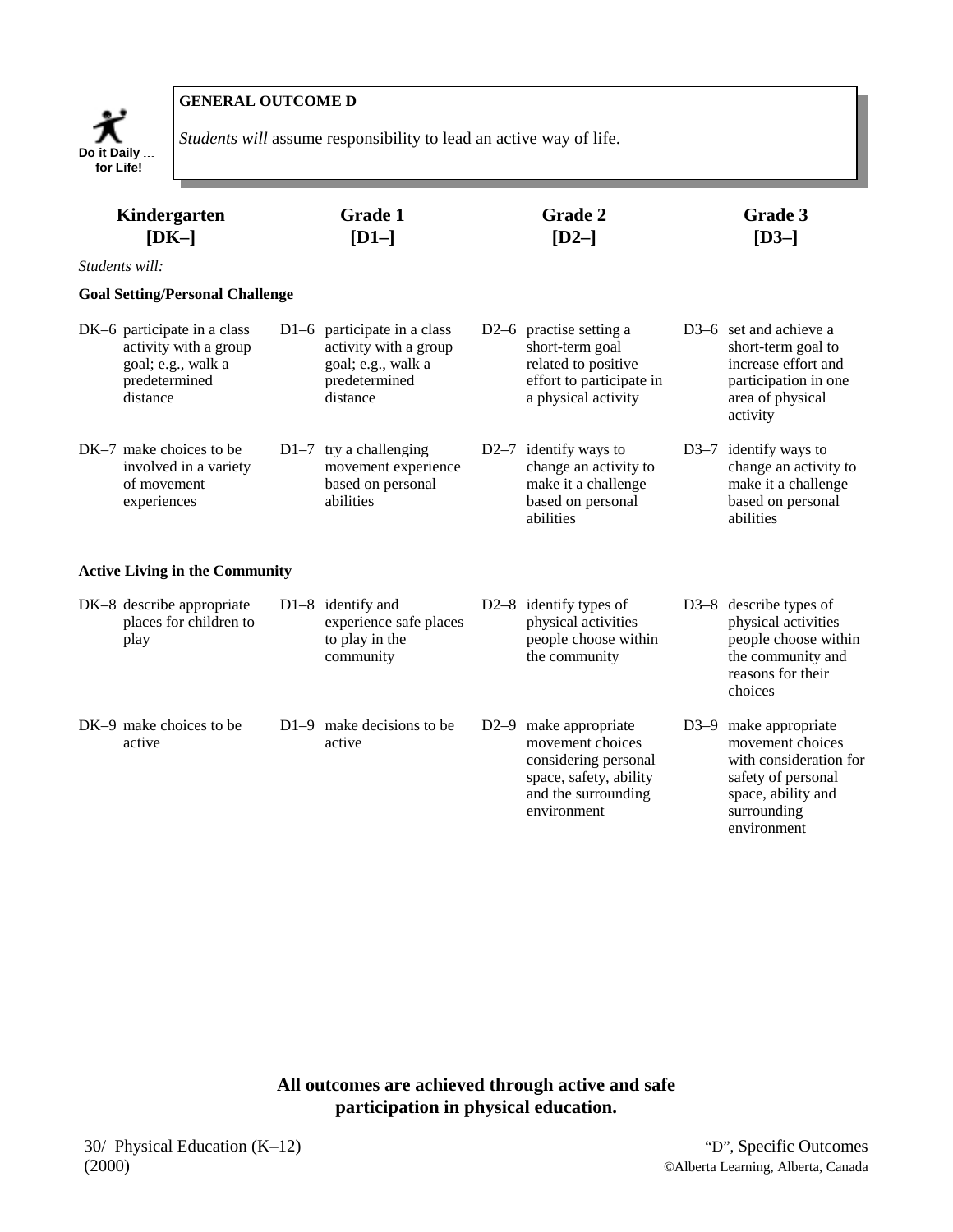**GENERAL OUTCOME D**

Do it Daily … for Life!

*Students will* assume responsibility to lead an active way of life.

| Kindergarten [DK–] | Grade 1 [D1–] | Grade 2 [D2–] | Grade 3 [D3–] |
|---|---|---|---|
| *Students will:* | | | |
| **Goal Setting/Personal Challenge** | | | |
| DK–6 participate in a class activity with a group goal; e.g., walk a predetermined distance | D1–6 participate in a class activity with a group goal; e.g., walk a predetermined distance | D2–6 practise setting a short-term goal related to positive effort to participate in a physical activity | D3–6 set and achieve a short-term goal to increase effort and participation in one area of physical activity |
| DK–7 make choices to be involved in a variety of movement experiences | D1–7 try a challenging movement experience based on personal abilities | D2–7 identify ways to change an activity to make it a challenge based on personal abilities | D3–7 identify ways to change an activity to make it a challenge based on personal abilities |
| **Active Living in the Community** | | | |
| DK–8 describe appropriate places for children to play | D1–8 identify and experience safe places to play in the community | D2–8 identify types of physical activities people choose within the community | D3–8 describe types of physical activities people choose within the community and reasons for their choices |
| DK–9 make choices to be active | D1–9 make decisions to be active | D2–9 make appropriate movement choices considering personal space, safety, ability and the surrounding environment | D3–9 make appropriate movement choices with consideration for safety of personal space, ability and surrounding environment |

**All outcomes are achieved through active and safe participation in physical education.**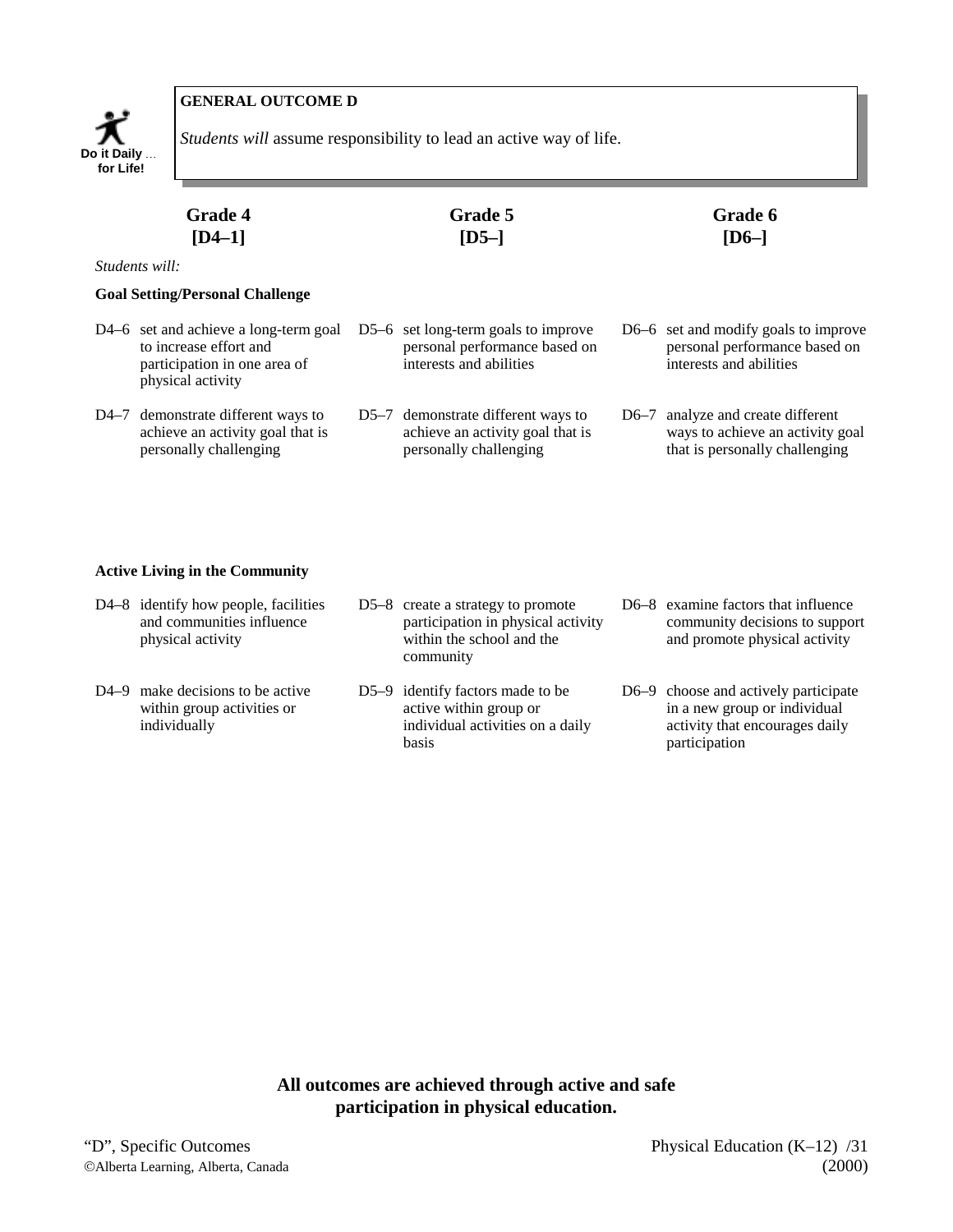**GENERAL OUTCOME D**

*Students will* assume responsibility to lead an active way of life.

Do it Daily … for Life!

| Grade 4 [D4–1] | Grade 5 [D5–] | Grade 6 [D6–] |
|---|---|---|

*Students will:*

**Goal Setting/Personal Challenge**

| Grade 4 | Grade 5 | Grade 6 |
|---|---|---|
| D4–6 set and achieve a long-term goal to increase effort and participation in one area of physical activity | D5–6 set long-term goals to improve personal performance based on interests and abilities | D6–6 set and modify goals to improve personal performance based on interests and abilities |
| D4–7 demonstrate different ways to achieve an activity goal that is personally challenging | D5–7 demonstrate different ways to achieve an activity goal that is personally challenging | D6–7 analyze and create different ways to achieve an activity goal that is personally challenging |

**Active Living in the Community**

| Grade 4 | Grade 5 | Grade 6 |
|---|---|---|
| D4–8 identify how people, facilities and communities influence physical activity | D5–8 create a strategy to promote participation in physical activity within the school and the community | D6–8 examine factors that influence community decisions to support and promote physical activity |
| D4–9 make decisions to be active within group activities or individually | D5–9 identify factors made to be active within group or individual activities on a daily basis | D6–9 choose and actively participate in a new group or individual activity that encourages daily participation |

**All outcomes are achieved through active and safe participation in physical education.**

"D", Specific Outcomes
©Alberta Learning, Alberta, Canada

Physical Education (K–12) (2000)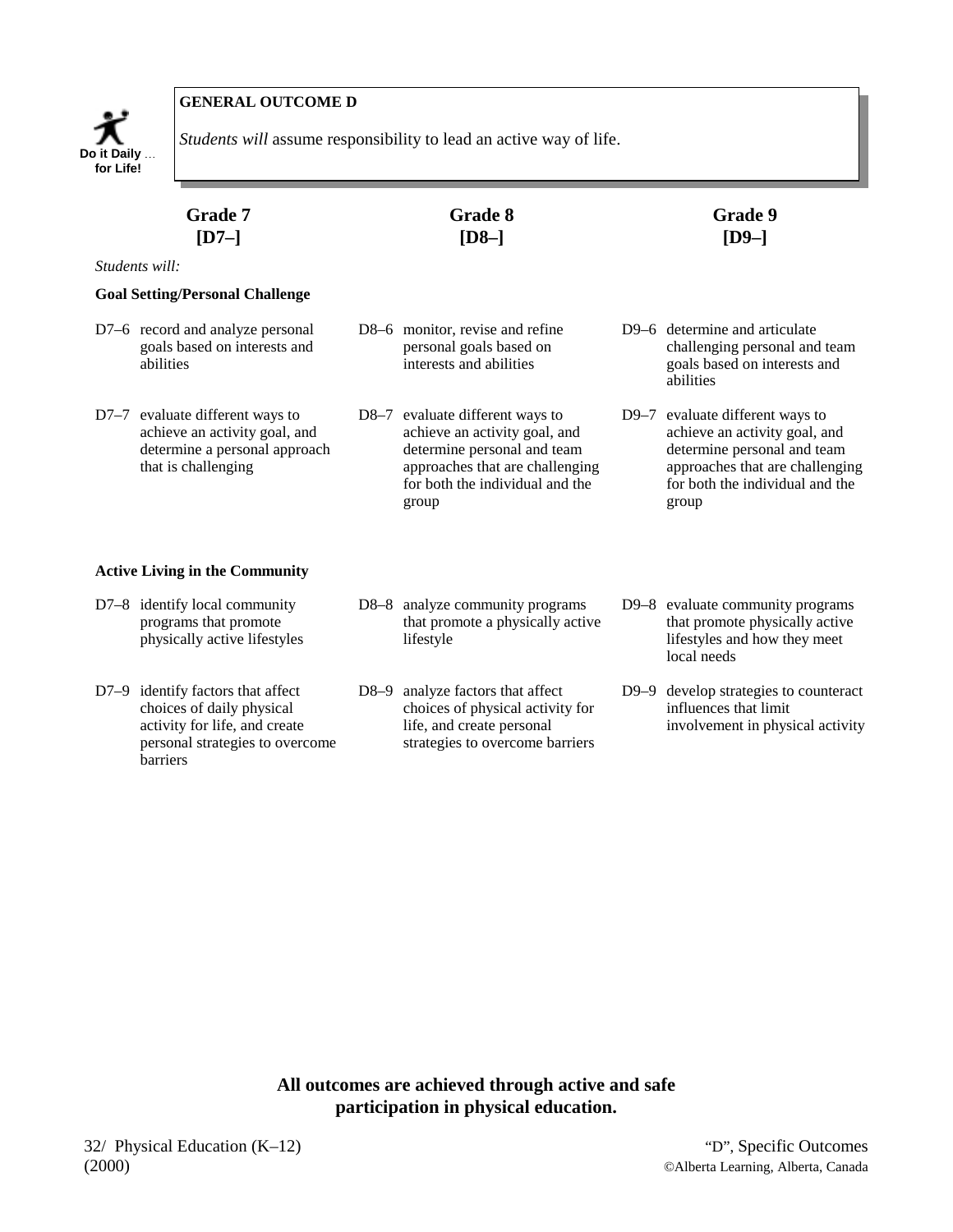**Do it Daily … for Life!**

## GENERAL OUTCOME D

*Students will* assume responsibility to lead an active way of life.

| Grade 7 [D7–] | Grade 8 [D8–] | Grade 9 [D9–] |
|---|---|---|
| *Students will:* | | |
| **Goal Setting/Personal Challenge** | | |
| D7–6 record and analyze personal goals based on interests and abilities | D8–6 monitor, revise and refine personal goals based on interests and abilities | D9–6 determine and articulate challenging personal and team goals based on interests and abilities |
| D7–7 evaluate different ways to achieve an activity goal, and determine a personal approach that is challenging | D8–7 evaluate different ways to achieve an activity goal, and determine personal and team approaches that are challenging for both the individual and the group | D9–7 evaluate different ways to achieve an activity goal, and determine personal and team approaches that are challenging for both the individual and the group |
| **Active Living in the Community** | | |
| D7–8 identify local community programs that promote physically active lifestyles | D8–8 analyze community programs that promote a physically active lifestyle | D9–8 evaluate community programs that promote physically active lifestyles and how they meet local needs |
| D7–9 identify factors that affect choices of daily physical activity for life, and create personal strategies to overcome barriers | D8–9 analyze factors that affect choices of physical activity for life, and create personal strategies to overcome barriers | D9–9 develop strategies to counteract influences that limit involvement in physical activity |

**All outcomes are achieved through active and safe participation in physical education.**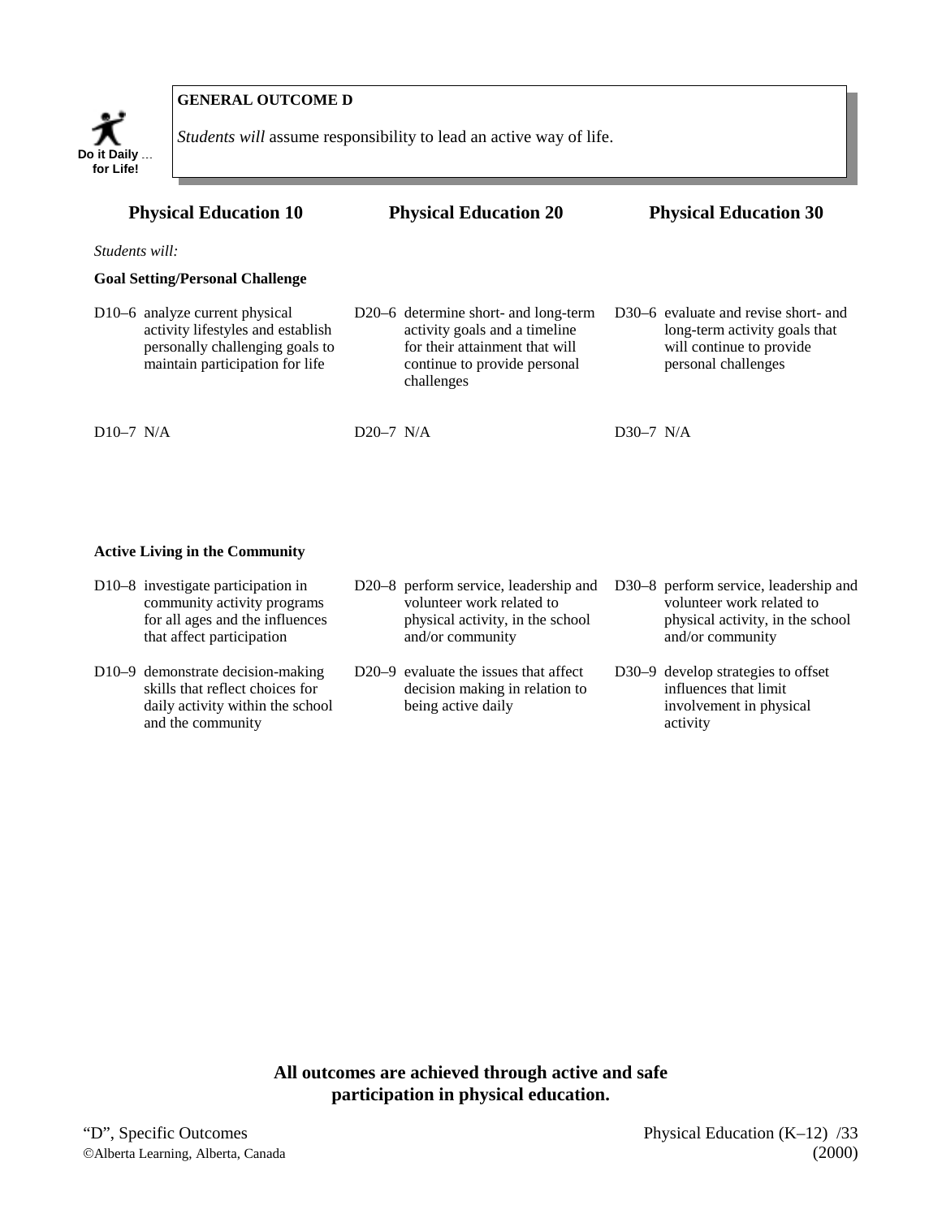**GENERAL OUTCOME D**

*Students will* assume responsibility to lead an active way of life.

Do it Daily … for Life!

| Physical Education 10 | Physical Education 20 | Physical Education 30 |
|---|---|---|
| *Students will:* | | |
| **Goal Setting/Personal Challenge** | | |
| D10–6 analyze current physical activity lifestyles and establish personally challenging goals to maintain participation for life | D20–6 determine short- and long-term activity goals and a timeline for their attainment that will continue to provide personal challenges | D30–6 evaluate and revise short- and long-term activity goals that will continue to provide personal challenges |
| D10–7 N/A | D20–7 N/A | D30–7 N/A |
| **Active Living in the Community** | | |
| D10–8 investigate participation in community activity programs for all ages and the influences that affect participation | D20–8 perform service, leadership and volunteer work related to physical activity, in the school and/or community | D30–8 perform service, leadership and volunteer work related to physical activity, in the school and/or community |
| D10–9 demonstrate decision-making skills that reflect choices for daily activity within the school and the community | D20–9 evaluate the issues that affect decision making in relation to being active daily | D30–9 develop strategies to offset influences that limit involvement in physical activity |

**All outcomes are achieved through active and safe participation in physical education.**

"D", Specific Outcomes
©Alberta Learning, Alberta, Canada

Physical Education (K–12) (2000)